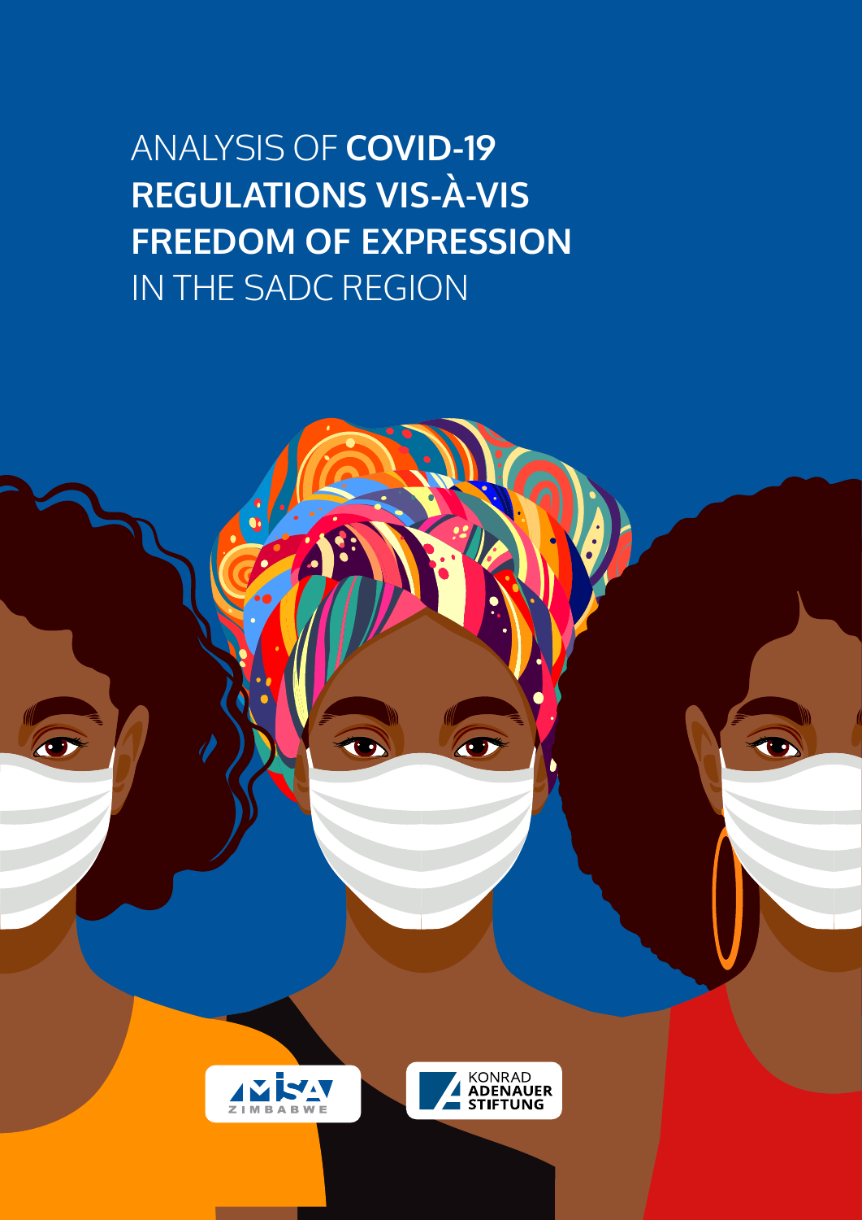# ANALYSIS OF **COVID-19 REGULATIONS VIS-À-VIS FREEDOM OF EXPRESSION** IN THE SADC REGION

MISA ZIMBABWE

KONRAD ADENAUER STIFTUNG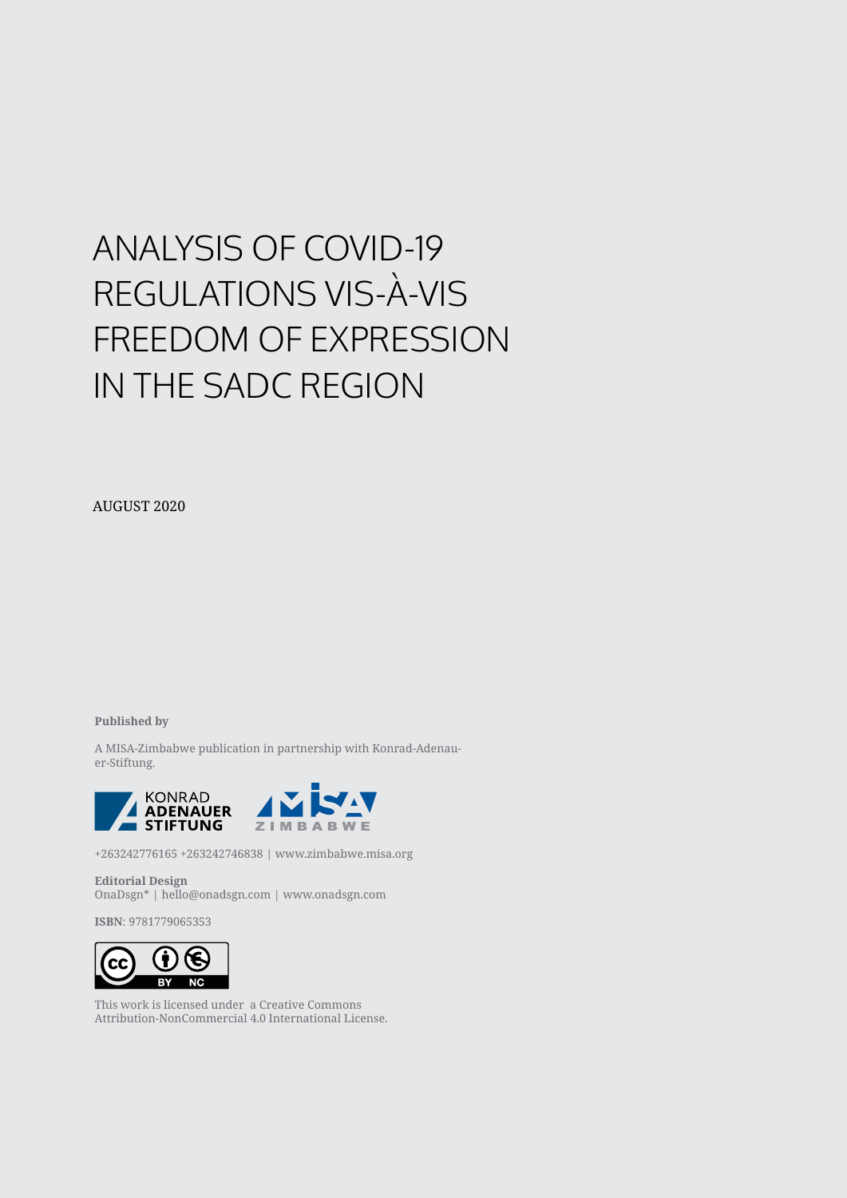# ANALYSIS OF COVID-19 REGULATIONS VIS-À-VIS FREEDOM OF EXPRESSION IN THE SADC REGION

AUGUST 2020

**Published by**

A MISA-Zimbabwe publication in partnership with Konrad-Adenauer-Stiftung.

+263242776165 +263242746838 | www.zimbabwe.misa.org

**Editorial Design**
OnaDsgn* | hello@onadsgn.com | www.onadsgn.com

**ISBN**: 9781779065353

This work is licensed under a Creative Commons Attribution-NonCommercial 4.0 International License.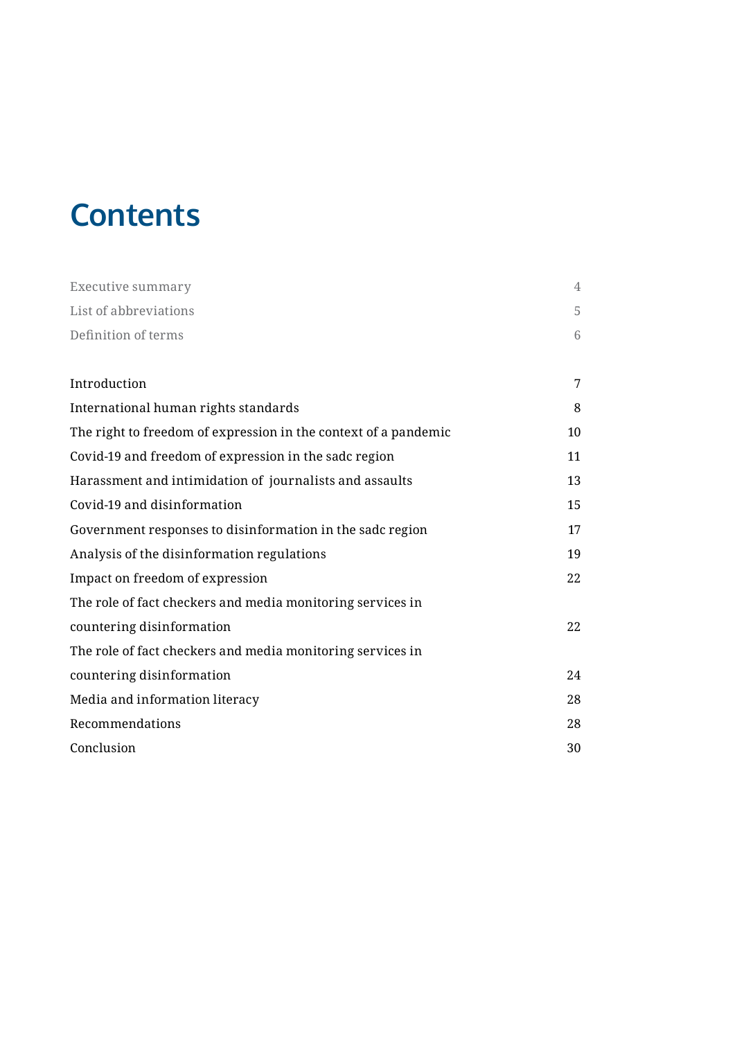# Contents

| | |
|---|---|
| Executive summary | 4 |
| List of abbreviations | 5 |
| Definition of terms | 6 |
| Introduction | 7 |
| International human rights standards | 8 |
| The right to freedom of expression in the context of a pandemic | 10 |
| Covid-19 and freedom of expression in the sadc region | 11 |
| Harassment and intimidation of journalists and assaults | 13 |
| Covid-19 and disinformation | 15 |
| Government responses to disinformation in the sadc region | 17 |
| Analysis of the disinformation regulations | 19 |
| Impact on freedom of expression | 22 |
| The role of fact checkers and media monitoring services in countering disinformation | 22 |
| The role of fact checkers and media monitoring services in countering disinformation | 24 |
| Media and information literacy | 28 |
| Recommendations | 28 |
| Conclusion | 30 |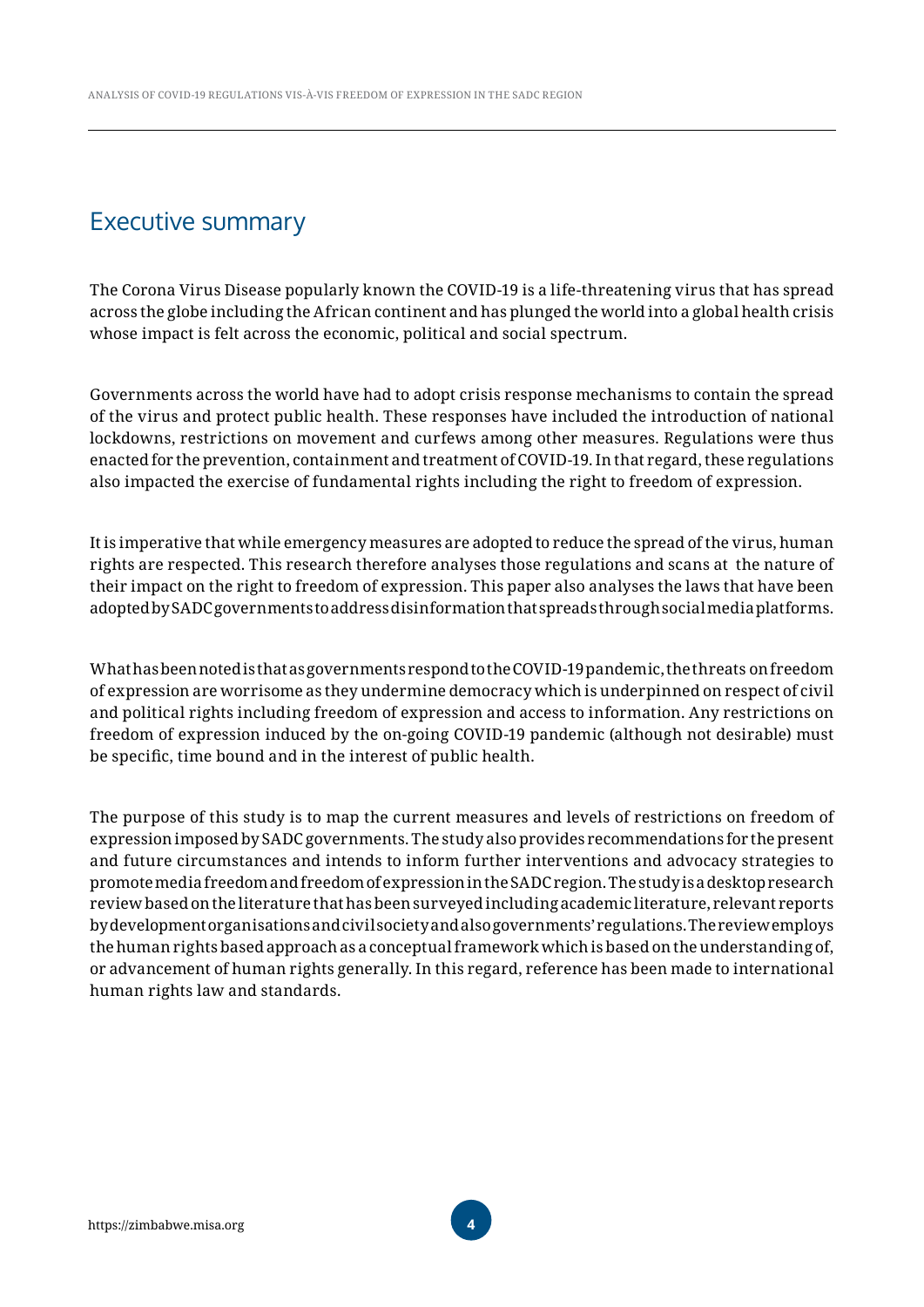## Executive summary

The Corona Virus Disease popularly known the COVID-19 is a life-threatening virus that has spread across the globe including the African continent and has plunged the world into a global health crisis whose impact is felt across the economic, political and social spectrum.

Governments across the world have had to adopt crisis response mechanisms to contain the spread of the virus and protect public health. These responses have included the introduction of national lockdowns, restrictions on movement and curfews among other measures. Regulations were thus enacted for the prevention, containment and treatment of COVID-19. In that regard, these regulations also impacted the exercise of fundamental rights including the right to freedom of expression.

It is imperative that while emergency measures are adopted to reduce the spread of the virus, human rights are respected. This research therefore analyses those regulations and scans at the nature of their impact on the right to freedom of expression. This paper also analyses the laws that have been adopted by SADC governments to address disinformation that spreads through social media platforms.

What has been noted is that as governments respond to the COVID-19 pandemic, the threats on freedom of expression are worrisome as they undermine democracy which is underpinned on respect of civil and political rights including freedom of expression and access to information. Any restrictions on freedom of expression induced by the on-going COVID-19 pandemic (although not desirable) must be specific, time bound and in the interest of public health.

The purpose of this study is to map the current measures and levels of restrictions on freedom of expression imposed by SADC governments. The study also provides recommendations for the present and future circumstances and intends to inform further interventions and advocacy strategies to promote media freedom and freedom of expression in the SADC region. The study is a desktop research review based on the literature that has been surveyed including academic literature, relevant reports by development organisations and civil society and also governments' regulations. The review employs the human rights based approach as a conceptual framework which is based on the understanding of, or advancement of human rights generally. In this regard, reference has been made to international human rights law and standards.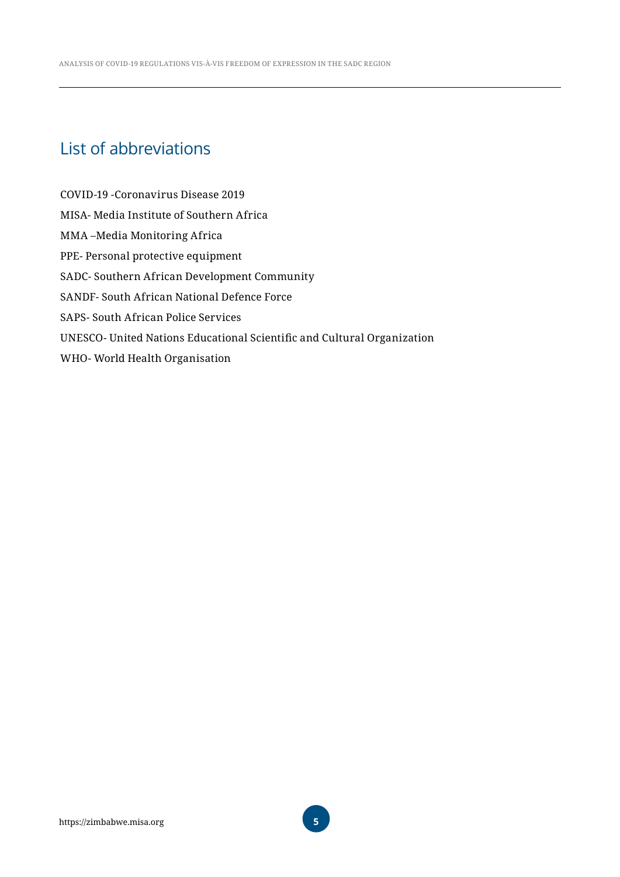## List of abbreviations

COVID-19 -Coronavirus Disease 2019

MISA- Media Institute of Southern Africa

MMA –Media Monitoring Africa

PPE- Personal protective equipment

SADC- Southern African Development Community

SANDF- South African National Defence Force

SAPS- South African Police Services

UNESCO- United Nations Educational Scientific and Cultural Organization

WHO- World Health Organisation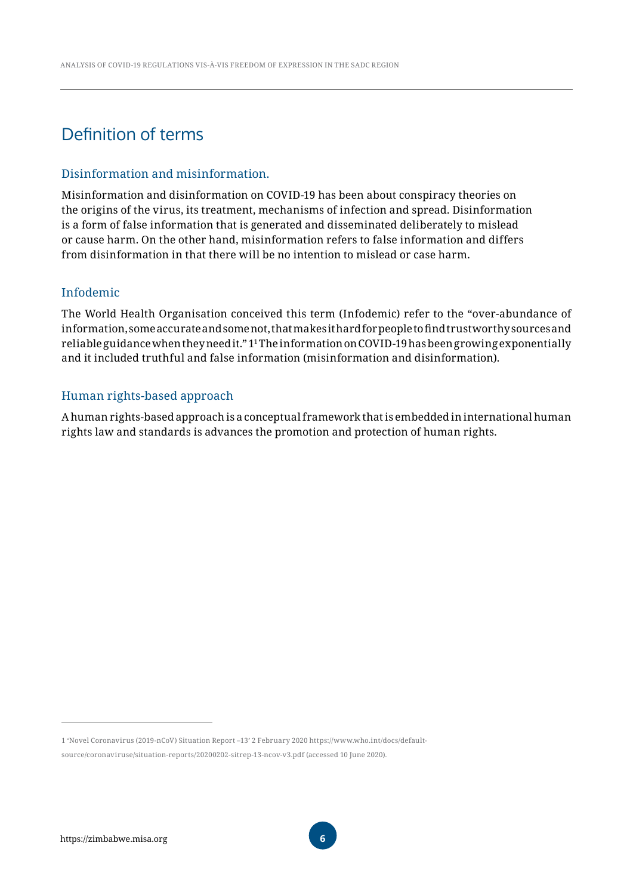# Definition of terms

## Disinformation and misinformation.

Misinformation and disinformation on COVID-19 has been about conspiracy theories on the origins of the virus, its treatment, mechanisms of infection and spread. Disinformation is a form of false information that is generated and disseminated deliberately to mislead or cause harm. On the other hand, misinformation refers to false information and differs from disinformation in that there will be no intention to mislead or case harm.

## Infodemic

The World Health Organisation conceived this term (Infodemic) refer to the "over-abundance of information, some accurate and some not, that makes it hard for people to find trustworthy sources and reliable guidance when they need it." 1[1] The information on COVID-19 has been growing exponentially and it included truthful and false information (misinformation and disinformation).

## Human rights-based approach

A human rights-based approach is a conceptual framework that is embedded in international human rights law and standards is advances the promotion and protection of human rights.

---

1 'Novel Coronavirus (2019-nCoV) Situation Report –13' 2 February 2020 https://www.who.int/docs/default-source/coronaviruse/situation-reports/20200202-sitrep-13-ncov-v3.pdf (accessed 10 June 2020).

https://zimbabwe.misa.org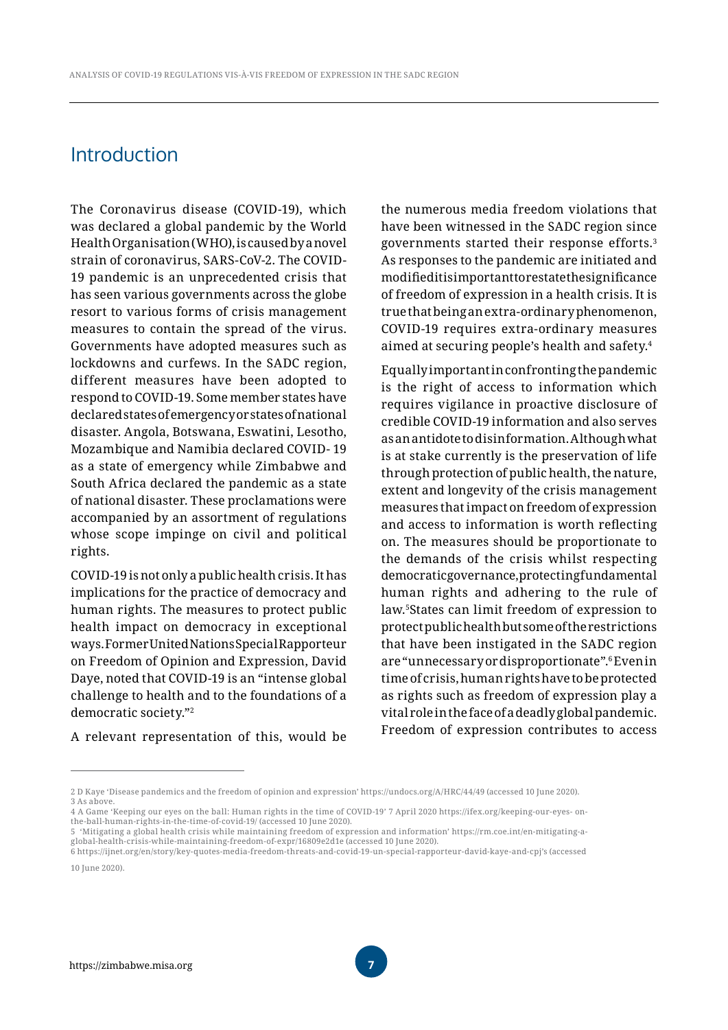## Introduction

The Coronavirus disease (COVID-19), which was declared a global pandemic by the World Health Organisation (WHO), is caused by a novel strain of coronavirus, SARS-CoV-2. The COVID-19 pandemic is an unprecedented crisis that has seen various governments across the globe resort to various forms of crisis management measures to contain the spread of the virus. Governments have adopted measures such as lockdowns and curfews. In the SADC region, different measures have been adopted to respond to COVID-19. Some member states have declared states of emergency or states of national disaster. Angola, Botswana, Eswatini, Lesotho, Mozambique and Namibia declared COVID- 19 as a state of emergency while Zimbabwe and South Africa declared the pandemic as a state of national disaster. These proclamations were accompanied by an assortment of regulations whose scope impinge on civil and political rights.

COVID-19 is not only a public health crisis. It has implications for the practice of democracy and human rights. The measures to protect public health impact on democracy in exceptional ways. Former United Nations Special Rapporteur on Freedom of Opinion and Expression, David Daye, noted that COVID-19 is an "intense global challenge to health and to the foundations of a democratic society."[2]

A relevant representation of this, would be the numerous media freedom violations that have been witnessed in the SADC region since governments started their response efforts.[3] As responses to the pandemic are initiated and modified it is important to restate the significance of freedom of expression in a health crisis. It is true that being an extra-ordinary phenomenon, COVID-19 requires extra-ordinary measures aimed at securing people's health and safety.[4]

Equally important in confronting the pandemic is the right of access to information which requires vigilance in proactive disclosure of credible COVID-19 information and also serves as an antidote to disinformation. Although what is at stake currently is the preservation of life through protection of public health, the nature, extent and longevity of the crisis management measures that impact on freedom of expression and access to information is worth reflecting on. The measures should be proportionate to the demands of the crisis whilst respecting democratic governance, protecting fundamental human rights and adhering to the rule of law.[5] States can limit freedom of expression to protect public health but some of the restrictions that have been instigated in the SADC region are "unnecessary or disproportionate".[6] Even in time of crisis, human rights have to be protected as rights such as freedom of expression play a vital role in the face of a deadly global pandemic. Freedom of expression contributes to access

---

2 D Kaye 'Disease pandemics and the freedom of opinion and expression' https://undocs.org/A/HRC/44/49 (accessed 10 June 2020).

3 As above.

4 A Game 'Keeping our eyes on the ball: Human rights in the time of COVID-19' 7 April 2020 https://ifex.org/keeping-our-eyes- on-the-ball-human-rights-in-the-time-of-covid-19/ (accessed 10 June 2020).

5 'Mitigating a global health crisis while maintaining freedom of expression and information' https://rm.coe.int/en-mitigating-a-global-health-crisis-while-maintaining-freedom-of-expr/16809e2d1e (accessed 10 June 2020).

6 https://ijnet.org/en/story/key-quotes-media-freedom-threats-and-covid-19-un-special-rapporteur-david-kaye-and-cpj's (accessed 10 June 2020).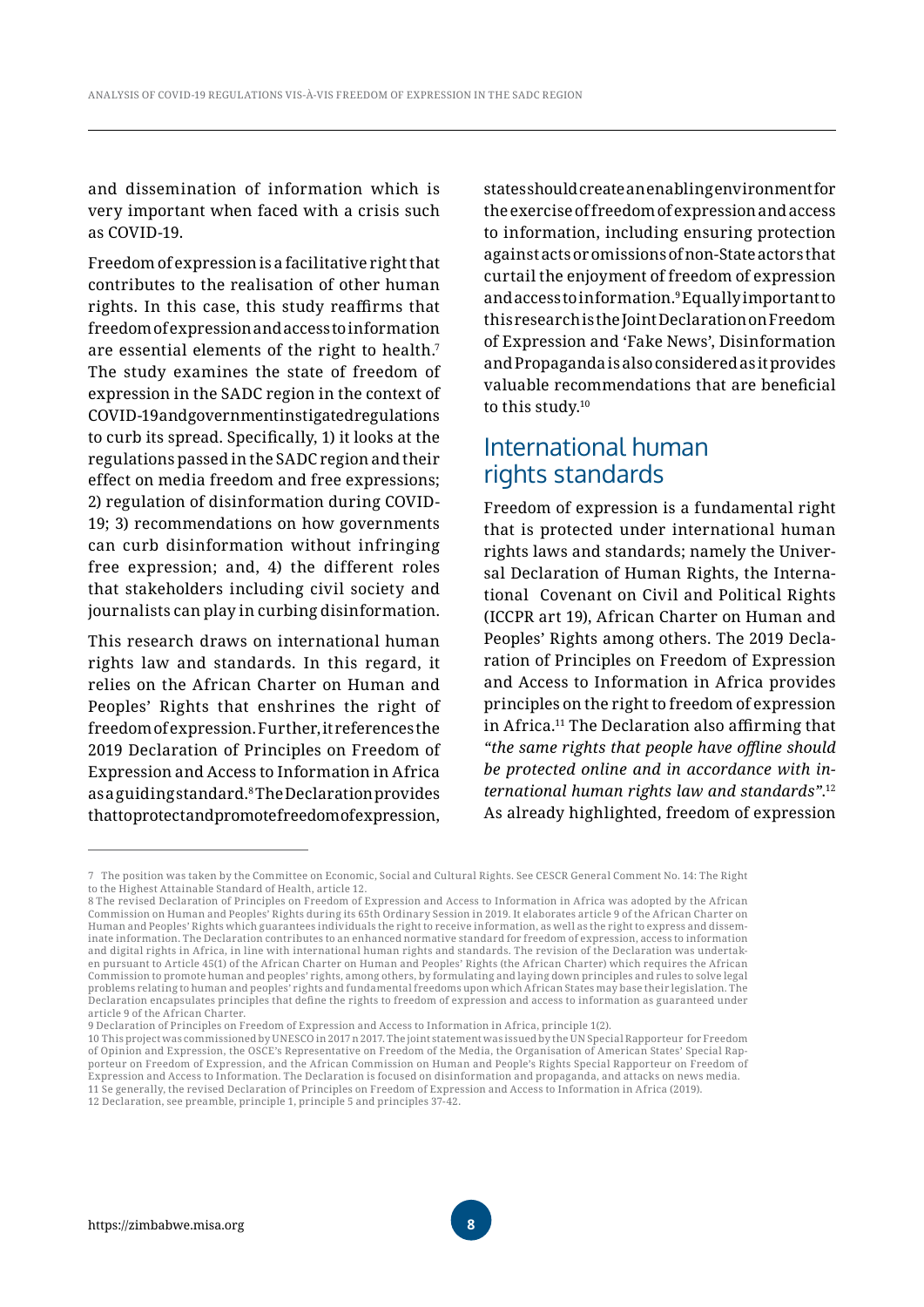and dissemination of information which is very important when faced with a crisis such as COVID-19.

Freedom of expression is a facilitative right that contributes to the realisation of other human rights. In this case, this study reaffirms that freedom of expression and access to information are essential elements of the right to health.[7] The study examines the state of freedom of expression in the SADC region in the context of COVID-19 and government instigated regulations to curb its spread. Specifically, 1) it looks at the regulations passed in the SADC region and their effect on media freedom and free expressions; 2) regulation of disinformation during COVID-19; 3) recommendations on how governments can curb disinformation without infringing free expression; and, 4) the different roles that stakeholders including civil society and journalists can play in curbing disinformation.

This research draws on international human rights law and standards. In this regard, it relies on the African Charter on Human and Peoples' Rights that enshrines the right of freedom of expression. Further, it references the 2019 Declaration of Principles on Freedom of Expression and Access to Information in Africa as a guiding standard.[8] The Declaration provides that to protect and promote freedom of expression, states should create an enabling environment for the exercise of freedom of expression and access to information, including ensuring protection against acts or omissions of non-State actors that curtail the enjoyment of freedom of expression and access to information.[9] Equally important to this research is the Joint Declaration on Freedom of Expression and 'Fake News', Disinformation and Propaganda is also considered as it provides valuable recommendations that are beneficial to this study.[10]

## International human rights standards

Freedom of expression is a fundamental right that is protected under international human rights laws and standards; namely the Universal Declaration of Human Rights, the International Covenant on Civil and Political Rights (ICCPR art 19), African Charter on Human and Peoples' Rights among others. The 2019 Declaration of Principles on Freedom of Expression and Access to Information in Africa provides principles on the right to freedom of expression in Africa.[11] The Declaration also affirming that *"the same rights that people have offline should be protected online and in accordance with international human rights law and standards"*.[12] As already highlighted, freedom of expression

---

7 The position was taken by the Committee on Economic, Social and Cultural Rights. See CESCR General Comment No. 14: The Right to the Highest Attainable Standard of Health, article 12.

8 The revised Declaration of Principles on Freedom of Expression and Access to Information in Africa was adopted by the African Commission on Human and Peoples' Rights during its 65th Ordinary Session in 2019. It elaborates article 9 of the African Charter on Human and Peoples' Rights which guarantees individuals the right to receive information, as well as the right to express and disseminate information. The Declaration contributes to an enhanced normative standard for freedom of expression, access to information and digital rights in Africa, in line with international human rights and standards. The revision of the Declaration was undertaken pursuant to Article 45(1) of the African Charter on Human and Peoples' Rights (the African Charter) which requires the African Commission to promote human and peoples' rights, among others, by formulating and laying down principles and rules to solve legal problems relating to human and peoples' rights and fundamental freedoms upon which African States may base their legislation. The Declaration encapsulates principles that define the rights to freedom of expression and access to information as guaranteed under article 9 of the African Charter.

9 Declaration of Principles on Freedom of Expression and Access to Information in Africa, principle 1(2).

10 This project was commissioned by UNESCO in 2017 n 2017. The joint statement was issued by the UN Special Rapporteur for Freedom of Opinion and Expression, the OSCE's Representative on Freedom of the Media, the Organisation of American States' Special Rapporteur on Freedom of Expression, and the African Commission on Human and People's Rights Special Rapporteur on Freedom of Expression and Access to Information. The Declaration is focused on disinformation and propaganda, and attacks on news media.

11 Se generally, the revised Declaration of Principles on Freedom of Expression and Access to Information in Africa (2019).

12 Declaration, see preamble, principle 1, principle 5 and principles 37-42.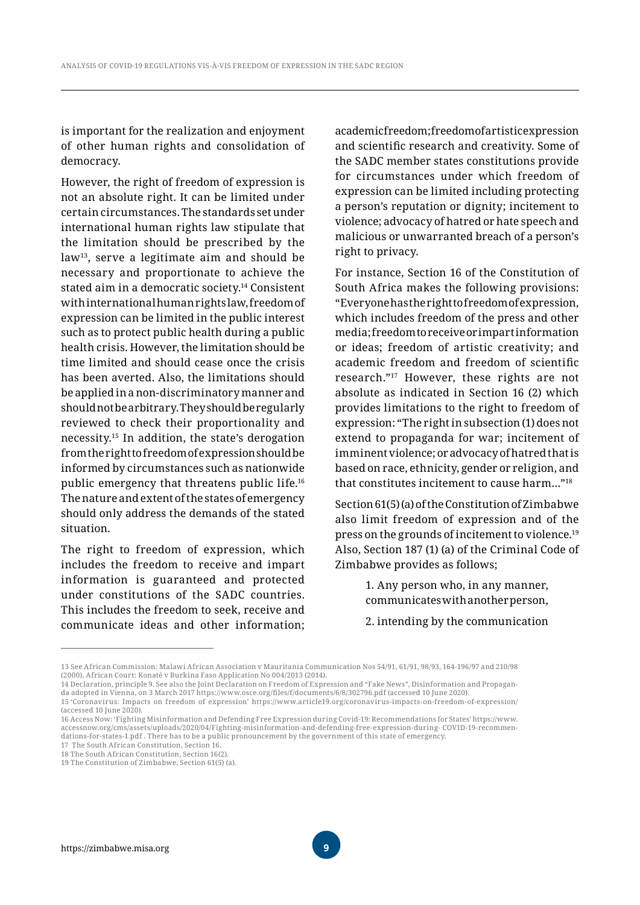is important for the realization and enjoyment of other human rights and consolidation of democracy.

However, the right of freedom of expression is not an absolute right. It can be limited under certain circumstances. The standards set under international human rights law stipulate that the limitation should be prescribed by the law[13], serve a legitimate aim and should be necessary and proportionate to achieve the stated aim in a democratic society.[14] Consistent with international human rights law, freedom of expression can be limited in the public interest such as to protect public health during a public health crisis. However, the limitation should be time limited and should cease once the crisis has been averted. Also, the limitations should be applied in a non-discriminatory manner and should not be arbitrary. They should be regularly reviewed to check their proportionality and necessity.[15] In addition, the state's derogation from the right to freedom of expression should be informed by circumstances such as nationwide public emergency that threatens public life.[16] The nature and extent of the states of emergency should only address the demands of the stated situation.

The right to freedom of expression, which includes the freedom to receive and impart information is guaranteed and protected under constitutions of the SADC countries. This includes the freedom to seek, receive and communicate ideas and other information; academic freedom; freedom of artistic expression and scientific research and creativity. Some of the SADC member states constitutions provide for circumstances under which freedom of expression can be limited including protecting a person's reputation or dignity; incitement to violence; advocacy of hatred or hate speech and malicious or unwarranted breach of a person's right to privacy.

For instance, Section 16 of the Constitution of South Africa makes the following provisions: "Everyone has the right to freedom of expression, which includes freedom of the press and other media; freedom to receive or impart information or ideas; freedom of artistic creativity; and academic freedom and freedom of scientific research."[17] However, these rights are not absolute as indicated in Section 16 (2) which provides limitations to the right to freedom of expression: "The right in subsection (1) does not extend to propaganda for war; incitement of imminent violence; or advocacy of hatred that is based on race, ethnicity, gender or religion, and that constitutes incitement to cause harm..."[18]

Section 61(5) (a) of the Constitution of Zimbabwe also limit freedom of expression and of the press on the grounds of incitement to violence.[19] Also, Section 187 (1) (a) of the Criminal Code of Zimbabwe provides as follows;

> 1. Any person who, in any manner, communicates with another person,
>
> 2. intending by the communication

---

13 See African Commission: Malawi African Association v Mauritania Communication Nos 54/91, 61/91, 98/93, 164-196/97 and 210/98 (2000), African Court: Konaté v Burkina Faso Application No 004/2013 (2014).

14 Declaration, principle 9. See also the Joint Declaration on Freedom of Expression and "Fake News", Disinformation and Propaganda adopted in Vienna, on 3 March 2017 https://www.osce.org/files/f/documents/6/8/302796.pdf (accessed 10 June 2020).

15 'Coronavirus: Impacts on freedom of expression' https://www.article19.org/coronavirus-impacts-on-freedom-of-expression/ (accessed 10 June 2020).

16 Access Now: 'Fighting Misinformation and Defending Free Expression during Covid-19: Recommendations for States' https://www.accessnow.org/cms/assets/uploads/2020/04/Fighting-misinformation-and-defending-free-expression-during- COVID-19-recommendations-for-states-1.pdf . There has to be a public pronouncement by the government of this state of emergency.

17 The South African Constitution, Section 16.

18 The South African Constitution, Section 16(2).

19 The Constitution of Zimbabwe, Section 61(5) (a).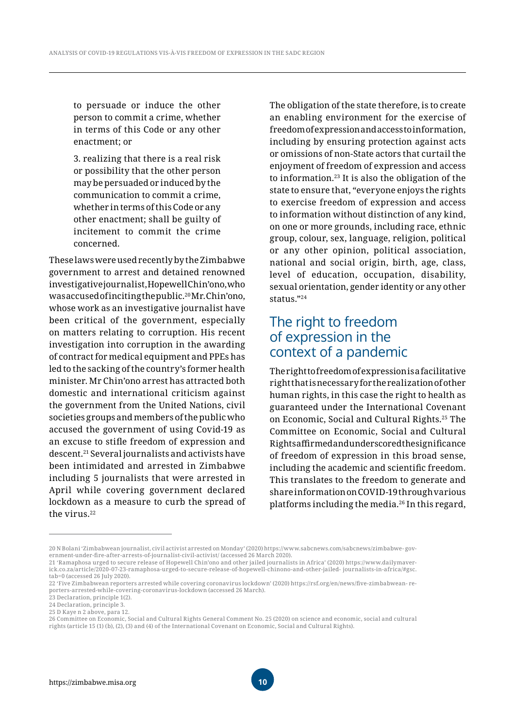to persuade or induce the other person to commit a crime, whether in terms of this Code or any other enactment; or

3. realizing that there is a real risk or possibility that the other person may be persuaded or induced by the communication to commit a crime, whether in terms of this Code or any other enactment; shall be guilty of incitement to commit the crime concerned.

These laws were used recently by the Zimbabwe government to arrest and detained renowned investigative journalist, Hopewell Chin'ono, who was accused of inciting the public.[20] Mr. Chin'ono, whose work as an investigative journalist have been critical of the government, especially on matters relating to corruption. His recent investigation into corruption in the awarding of contract for medical equipment and PPEs has led to the sacking of the country's former health minister. Mr Chin'ono arrest has attracted both domestic and international criticism against the government from the United Nations, civil societies groups and members of the public who accused the government of using Covid-19 as an excuse to stifle freedom of expression and descent.[21] Several journalists and activists have been intimidated and arrested in Zimbabwe including 5 journalists that were arrested in April while covering government declared lockdown as a measure to curb the spread of the virus.[22]

The obligation of the state therefore, is to create an enabling environment for the exercise of freedom of expression and access to information, including by ensuring protection against acts or omissions of non-State actors that curtail the enjoyment of freedom of expression and access to information.[23] It is also the obligation of the state to ensure that, "everyone enjoys the rights to exercise freedom of expression and access to information without distinction of any kind, on one or more grounds, including race, ethnic group, colour, sex, language, religion, political or any other opinion, political association, national and social origin, birth, age, class, level of education, occupation, disability, sexual orientation, gender identity or any other status."[24]

## The right to freedom of expression in the context of a pandemic

The right to freedom of expression is a facilitative right that is necessary for the realization of other human rights, in this case the right to health as guaranteed under the International Covenant on Economic, Social and Cultural Rights.[25] The Committee on Economic, Social and Cultural Rights affirmed and underscored the significance of freedom of expression in this broad sense, including the academic and scientific freedom. This translates to the freedom to generate and share information on COVID-19 through various platforms including the media.[26] In this regard,

---

20 N Bolani 'Zimbabwean journalist, civil activist arrested on Monday' (2020) https://www.sabcnews.com/sabcnews/zimbabwe- government-under-fire-after-arrests-of-journalist-civil-activist/ (accessed 26 March 2020).

21 'Ramaphosa urged to secure release of Hopewell Chin'ono and other jailed journalists in Africa' (2020) https://www.dailymaverick.co.za/article/2020-07-23-ramaphosa-urged-to-secure-release-of-hopewell-chinono-and-other-jailed- journalists-in-africa/#gsc.tab=0 (accessed 26 July 2020).

22 'Five Zimbabwean reporters arrested while covering coronavirus lockdown' (2020) https://rsf.org/en/news/five-zimbabwean- reporters-arrested-while-covering-coronavirus-lockdown (accessed 26 March).

23 Declaration, principle 1(2).

24 Declaration, principle 3.

25 D Kaye n 2 above, para 12.

26 Committee on Economic, Social and Cultural Rights General Comment No. 25 (2020) on science and economic, social and cultural rights (article 15 (1) (b), (2), (3) and (4) of the International Covenant on Economic, Social and Cultural Rights).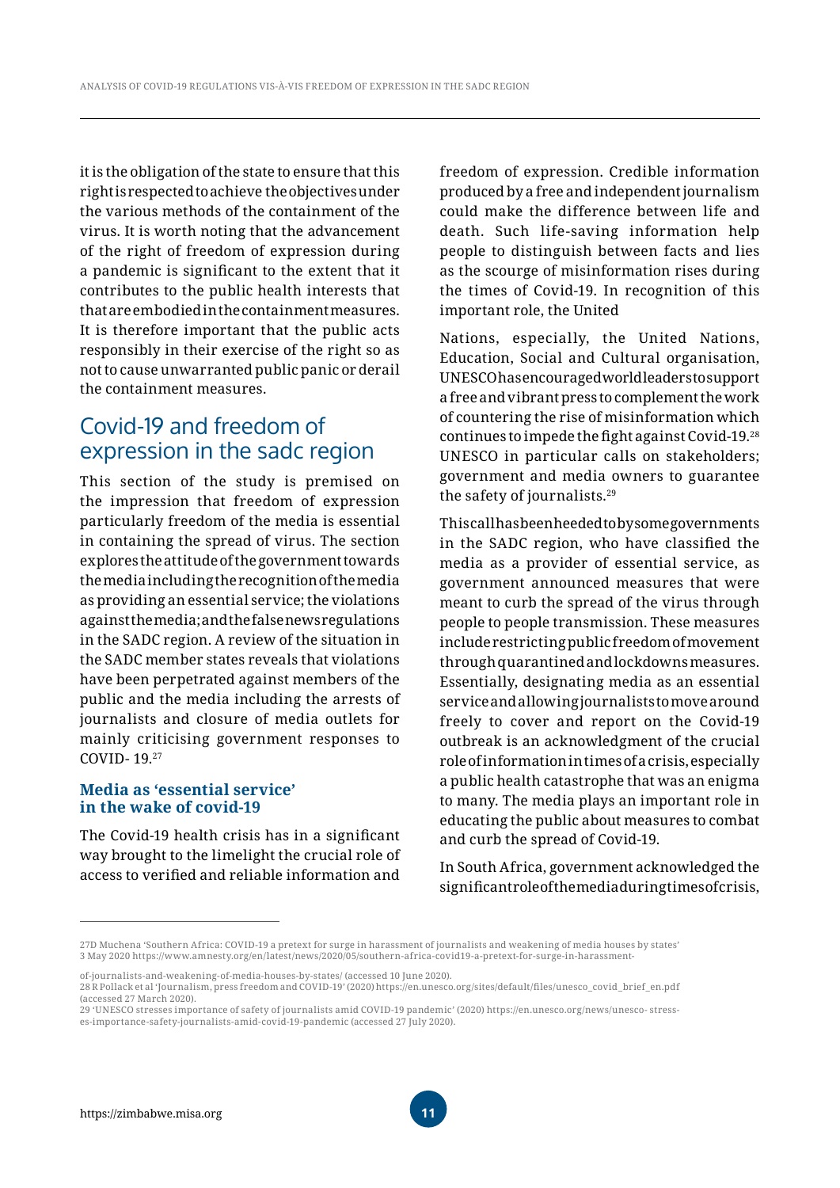it is the obligation of the state to ensure that this right is respected to achieve the objectives under the various methods of the containment of the virus. It is worth noting that the advancement of the right of freedom of expression during a pandemic is significant to the extent that it contributes to the public health interests that that are embodied in the containment measures. It is therefore important that the public acts responsibly in their exercise of the right so as not to cause unwarranted public panic or derail the containment measures.

## Covid-19 and freedom of expression in the sadc region

This section of the study is premised on the impression that freedom of expression particularly freedom of the media is essential in containing the spread of virus. The section explores the attitude of the government towards the media including the recognition of the media as providing an essential service; the violations against the media; and the false news regulations in the SADC region. A review of the situation in the SADC member states reveals that violations have been perpetrated against members of the public and the media including the arrests of journalists and closure of media outlets for mainly criticising government responses to COVID- 19.[27]

### Media as 'essential service' in the wake of covid-19

The Covid-19 health crisis has in a significant way brought to the limelight the crucial role of access to verified and reliable information and freedom of expression. Credible information produced by a free and independent journalism could make the difference between life and death. Such life-saving information help people to distinguish between facts and lies as the scourge of misinformation rises during the times of Covid-19. In recognition of this important role, the United

Nations, especially, the United Nations, Education, Social and Cultural organisation, UNESCO has encouraged world leaders to support a free and vibrant press to complement the work of countering the rise of misinformation which continues to impede the fight against Covid-19.[28] UNESCO in particular calls on stakeholders; government and media owners to guarantee the safety of journalists.[29]

This call has been heeded to by some governments in the SADC region, who have classified the media as a provider of essential service, as government announced measures that were meant to curb the spread of the virus through people to people transmission. These measures include restricting public freedom of movement through quarantined and lockdowns measures. Essentially, designating media as an essential service and allowing journalists to move around freely to cover and report on the Covid-19 outbreak is an acknowledgment of the crucial role of information in times of a crisis, especially a public health catastrophe that was an enigma to many. The media plays an important role in educating the public about measures to combat and curb the spread of Covid-19.

In South Africa, government acknowledged the significant role of the media during times of crisis,

---

27 D Muchena 'Southern Africa: COVID-19 a pretext for surge in harassment of journalists and weakening of media houses by states' 3 May 2020 https://www.amnesty.org/en/latest/news/2020/05/southern-africa-covid19-a-pretext-for-surge-in-harassment-of-journalists-and-weakening-of-media-houses-by-states/ (accessed 10 June 2020).

28 R Pollack et al 'Journalism, press freedom and COVID-19' (2020) https://en.unesco.org/sites/default/files/unesco_covid_brief_en.pdf (accessed 27 March 2020).

29 'UNESCO stresses importance of safety of journalists amid COVID-19 pandemic' (2020) https://en.unesco.org/news/unesco- stresses-importance-safety-journalists-amid-covid-19-pandemic (accessed 27 July 2020).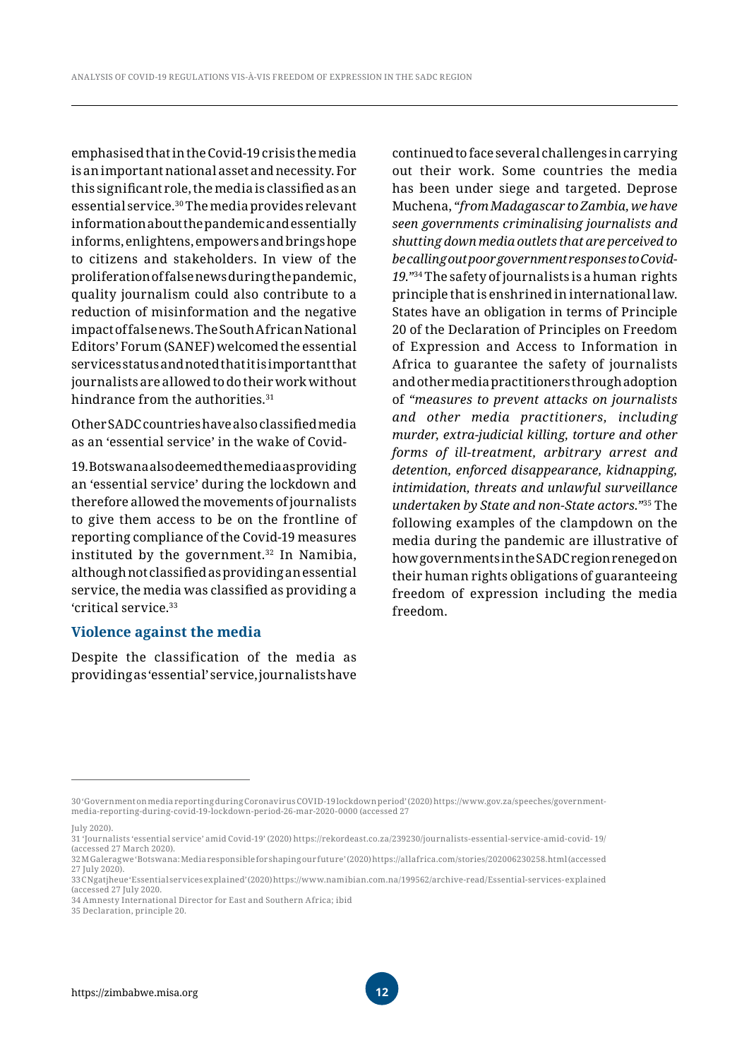emphasised that in the Covid-19 crisis the media is an important national asset and necessity. For this significant role, the media is classified as an essential service.[30] The media provides relevant information about the pandemic and essentially informs, enlightens, empowers and brings hope to citizens and stakeholders. In view of the proliferation of false news during the pandemic, quality journalism could also contribute to a reduction of misinformation and the negative impact of false news. The South African National Editors' Forum (SANEF) welcomed the essential services status and noted that it is important that journalists are allowed to do their work without hindrance from the authorities.[31]

Other SADC countries have also classified media as an 'essential service' in the wake of Covid-19. Botswana also deemed the media as providing an 'essential service' during the lockdown and therefore allowed the movements of journalists to give them access to be on the frontline of reporting compliance of the Covid-19 measures instituted by the government.[32] In Namibia, although not classified as providing an essential service, the media was classified as providing a 'critical service.[33]

### Violence against the media

Despite the classification of the media as providing as 'essential' service, journalists have continued to face several challenges in carrying out their work. Some countries the media has been under siege and targeted. Deprose Muchena, *"from Madagascar to Zambia, we have seen governments criminalising journalists and shutting down media outlets that are perceived to be calling out poor government responses to Covid-19."*[34] The safety of journalists is a human rights principle that is enshrined in international law. States have an obligation in terms of Principle 20 of the Declaration of Principles on Freedom of Expression and Access to Information in Africa to guarantee the safety of journalists and other media practitioners through adoption of *"measures to prevent attacks on journalists and other media practitioners, including murder, extra-judicial killing, torture and other forms of ill-treatment, arbitrary arrest and detention, enforced disappearance, kidnapping, intimidation, threats and unlawful surveillance undertaken by State and non-State actors."*[35] The following examples of the clampdown on the media during the pandemic are illustrative of how governments in the SADC region reneged on their human rights obligations of guaranteeing freedom of expression including the media freedom.

---

30 'Government on media reporting during Coronavirus COVID-19 lockdown period' (2020) https://www.gov.za/speeches/government-media-reporting-during-covid-19-lockdown-period-26-mar-2020-0000 (accessed 27 July 2020).

31 'Journalists 'essential service' amid Covid-19' (2020) https://rekordeast.co.za/239230/journalists-essential-service-amid-covid- 19/ (accessed 27 March 2020).

32 M Galeragwe 'Botswana: Media responsible for shaping our future' (2020) https://allafrica.com/stories/202006230258.html (accessed 27 July 2020).

33 C Ngatjheue 'Essential services explained' (2020) https://www.namibian.com.na/199562/archive-read/Essential-services-explained (accessed 27 July 2020.

34 Amnesty International Director for East and Southern Africa; ibid

35 Declaration, principle 20.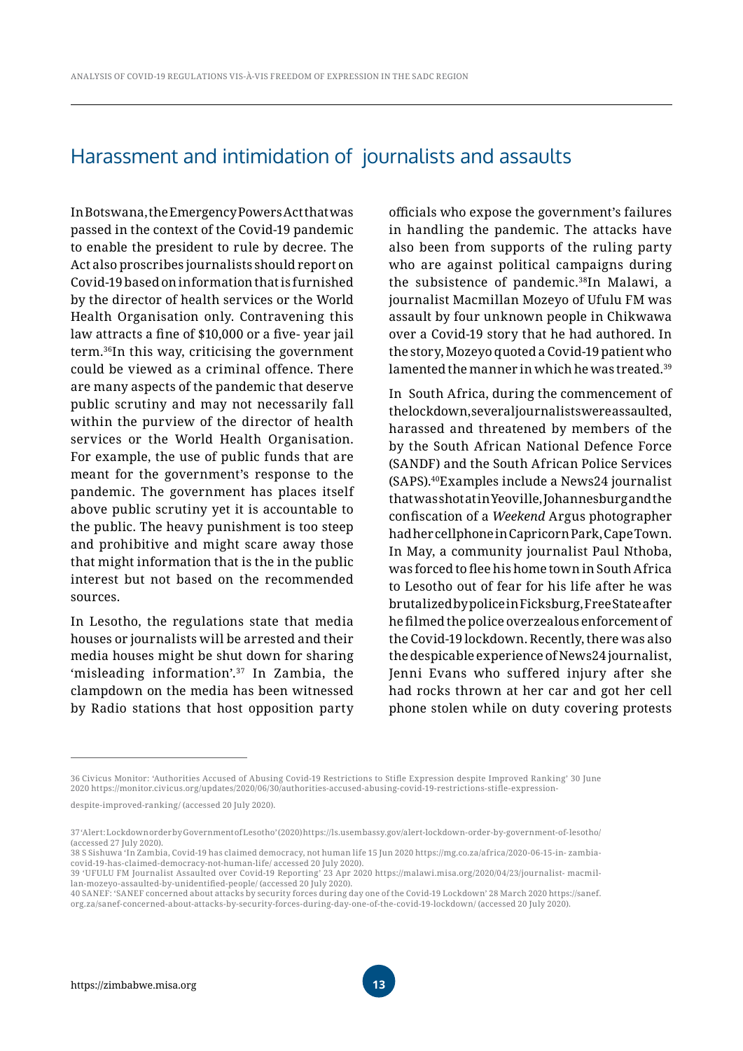## Harassment and intimidation of journalists and assaults

In Botswana, the Emergency Powers Act that was passed in the context of the Covid-19 pandemic to enable the president to rule by decree. The Act also proscribes journalists should report on Covid-19 based on information that is furnished by the director of health services or the World Health Organisation only. Contravening this law attracts a fine of $10,000 or a five- year jail term.[36] In this way, criticising the government could be viewed as a criminal offence. There are many aspects of the pandemic that deserve public scrutiny and may not necessarily fall within the purview of the director of health services or the World Health Organisation. For example, the use of public funds that are meant for the government's response to the pandemic. The government has places itself above public scrutiny yet it is accountable to the public. The heavy punishment is too steep and prohibitive and might scare away those that might information that is the in the public interest but not based on the recommended sources.

In Lesotho, the regulations state that media houses or journalists will be arrested and their media houses might be shut down for sharing 'misleading information'.[37] In Zambia, the clampdown on the media has been witnessed by Radio stations that host opposition party officials who expose the government's failures in handling the pandemic. The attacks have also been from supports of the ruling party who are against political campaigns during the subsistence of pandemic.[38] In Malawi, a journalist Macmillan Mozeyo of Ufulu FM was assault by four unknown people in Chikwawa over a Covid-19 story that he had authored. In the story, Mozeyo quoted a Covid-19 patient who lamented the manner in which he was treated.[39]

In South Africa, during the commencement of the lockdown, several journalists were assaulted, harassed and threatened by members of the by the South African National Defence Force (SANDF) and the South African Police Services (SAPS).[40] Examples include a News24 journalist that was shot at in Yeoville, Johannesburg and the confiscation of a *Weekend* Argus photographer had her cellphone in Capricorn Park, Cape Town. In May, a community journalist Paul Nthoba, was forced to flee his home town in South Africa to Lesotho out of fear for his life after he was brutalized by police in Ficksburg, Free State after he filmed the police overzealous enforcement of the Covid-19 lockdown. Recently, there was also the despicable experience of News24 journalist, Jenni Evans who suffered injury after she had rocks thrown at her car and got her cell phone stolen while on duty covering protests

---

36 Civicus Monitor: 'Authorities Accused of Abusing Covid-19 Restrictions to Stifle Expression despite Improved Ranking' 30 June 2020 https://monitor.civicus.org/updates/2020/06/30/authorities-accused-abusing-covid-19-restrictions-stifle-expression-despite-improved-ranking/ (accessed 20 July 2020).

37 'Alert: Lockdown order by Government of Lesotho' (2020) https://ls.usembassy.gov/alert-lockdown-order-by-government-of-lesotho/ (accessed 27 July 2020).

38 S Sishuwa 'In Zambia, Covid-19 has claimed democracy, not human life 15 Jun 2020 https://mg.co.za/africa/2020-06-15-in- zambia-covid-19-has-claimed-democracy-not-human-life/ accessed 20 July 2020).

39 'UFULU FM Journalist Assaulted over Covid-19 Reporting' 23 Apr 2020 https://malawi.misa.org/2020/04/23/journalist- macmillan-mozeyo-assaulted-by-unidentified-people/ (accessed 20 July 2020).

40 SANEF: 'SANEF concerned about attacks by security forces during day one of the Covid-19 Lockdown' 28 March 2020 https://sanef.org.za/sanef-concerned-about-attacks-by-security-forces-during-day-one-of-the-covid-19-lockdown/ (accessed 20 July 2020).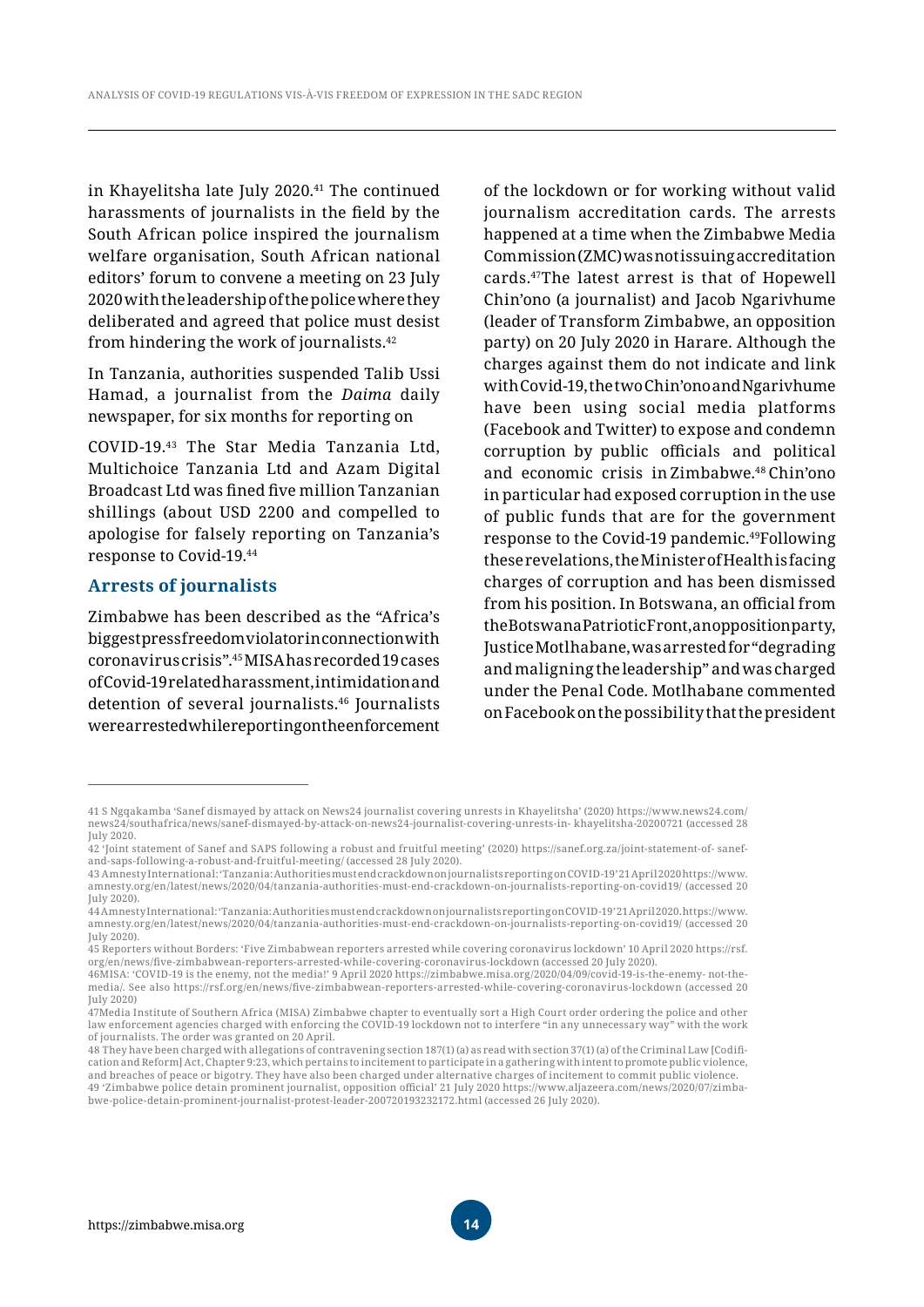in Khayelitsha late July 2020.[41] The continued harassments of journalists in the field by the South African police inspired the journalism welfare organisation, South African national editors' forum to convene a meeting on 23 July 2020 with the leadership of the police where they deliberated and agreed that police must desist from hindering the work of journalists.[42]

In Tanzania, authorities suspended Talib Ussi Hamad, a journalist from the *Daima* daily newspaper, for six months for reporting on COVID-19.[43] The Star Media Tanzania Ltd, Multichoice Tanzania Ltd and Azam Digital Broadcast Ltd was fined five million Tanzanian shillings (about USD 2200 and compelled to apologise for falsely reporting on Tanzania's response to Covid-19.[44]

## Arrests of journalists

Zimbabwe has been described as the "Africa's biggest press freedom violator in connection with coronavirus crisis".[45] MISA has recorded 19 cases of Covid-19 related harassment, intimidation and detention of several journalists.[46] Journalists were arrested while reporting on the enforcement of the lockdown or for working without valid journalism accreditation cards. The arrests happened at a time when the Zimbabwe Media Commission (ZMC) was not issuing accreditation cards.[47] The latest arrest is that of Hopewell Chin'ono (a journalist) and Jacob Ngarivhume (leader of Transform Zimbabwe, an opposition party) on 20 July 2020 in Harare. Although the charges against them do not indicate and link with Covid-19, the two Chin'ono and Ngarivhume have been using social media platforms (Facebook and Twitter) to expose and condemn corruption by public officials and political and economic crisis in Zimbabwe.[48] Chin'ono in particular had exposed corruption in the use of public funds that are for the government response to the Covid-19 pandemic.[49] Following these revelations, the Minister of Health is facing charges of corruption and has been dismissed from his position. In Botswana, an official from the Botswana Patriotic Front, an opposition party, Justice Motlhabane, was arrested for "degrading and maligning the leadership" and was charged under the Penal Code. Motlhabane commented on Facebook on the possibility that the president

---

41 S Ngqakamba 'Sanef dismayed by attack on News24 journalist covering unrests in Khayelitsha' (2020) https://www.news24.com/news24/southafrica/news/sanef-dismayed-by-attack-on-news24-journalist-covering-unrests-in- khayelitsha-20200721 (accessed 28 July 2020.

42 'Joint statement of Sanef and SAPS following a robust and fruitful meeting' (2020) https://sanef.org.za/joint-statement-of- sanef-and-saps-following-a-robust-and-fruitful-meeting/ (accessed 28 July 2020).

43 Amnesty International: 'Tanzania: Authorities must end crackdown on journalists reporting on COVID-19' 21 April 2020 https://www.amnesty.org/en/latest/news/2020/04/tanzania-authorities-must-end-crackdown-on-journalists-reporting-on-covid19/ (accessed 20 July 2020).

44 Amnesty International: 'Tanzania: Authorities must end crackdown on journalists reporting on COVID-19' 21 April 2020. https://www.amnesty.org/en/latest/news/2020/04/tanzania-authorities-must-end-crackdown-on-journalists-reporting-on-covid19/ (accessed 20 July 2020).

45 Reporters without Borders: 'Five Zimbabwean reporters arrested while covering coronavirus lockdown' 10 April 2020 https://rsf.org/en/news/five-zimbabwean-reporters-arrested-while-covering-coronavirus-lockdown (accessed 20 July 2020).

46 MISA: 'COVID-19 is the enemy, not the media!' 9 April 2020 https://zimbabwe.misa.org/2020/04/09/covid-19-is-the-enemy- not-the-media/. See also https://rsf.org/en/news/five-zimbabwean-reporters-arrested-while-covering-coronavirus-lockdown (accessed 20 July 2020)

47 Media Institute of Southern Africa (MISA) Zimbabwe chapter to eventually sort a High Court order ordering the police and other law enforcement agencies charged with enforcing the COVID-19 lockdown not to interfere "in any unnecessary way" with the work of journalists. The order was granted on 20 April.

48 They have been charged with allegations of contravening section 187(1) (a) as read with section 37(1) (a) of the Criminal Law [Codification and Reform] Act, Chapter 9:23, which pertains to incitement to participate in a gathering with intent to promote public violence, and breaches of peace or bigotry. They have also been charged under alternative charges of incitement to commit public violence.

49 'Zimbabwe police detain prominent journalist, opposition official' 21 July 2020 https://www.aljazeera.com/news/2020/07/zimbabwe-police-detain-prominent-journalist-protest-leader-200720193232172.html (accessed 26 July 2020).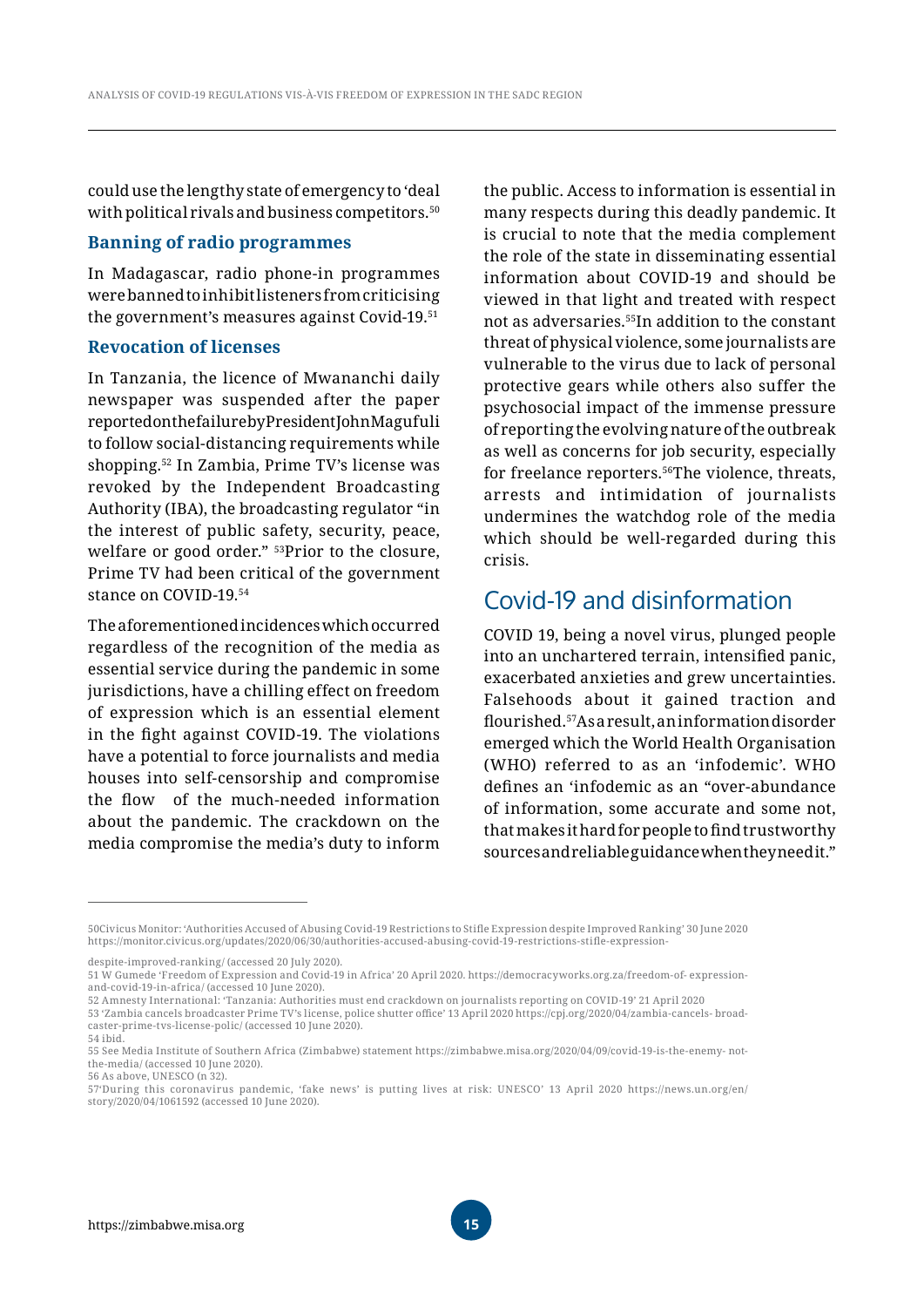could use the lengthy state of emergency to 'deal with political rivals and business competitors.[50]

### Banning of radio programmes

In Madagascar, radio phone-in programmes were banned to inhibit listeners from criticising the government's measures against Covid-19.[51]

### Revocation of licenses

In Tanzania, the licence of Mwananchi daily newspaper was suspended after the paper reported on the failure by President John Magufuli to follow social-distancing requirements while shopping.[52] In Zambia, Prime TV's license was revoked by the Independent Broadcasting Authority (IBA), the broadcasting regulator "in the interest of public safety, security, peace, welfare or good order." [53]Prior to the closure, Prime TV had been critical of the government stance on COVID-19.[54]

The aforementioned incidences which occurred regardless of the recognition of the media as essential service during the pandemic in some jurisdictions, have a chilling effect on freedom of expression which is an essential element in the fight against COVID-19. The violations have a potential to force journalists and media houses into self-censorship and compromise the flow of the much-needed information about the pandemic. The crackdown on the media compromise the media's duty to inform the public. Access to information is essential in many respects during this deadly pandemic. It is crucial to note that the media complement the role of the state in disseminating essential information about COVID-19 and should be viewed in that light and treated with respect not as adversaries.[55]In addition to the constant threat of physical violence, some journalists are vulnerable to the virus due to lack of personal protective gears while others also suffer the psychosocial impact of the immense pressure of reporting the evolving nature of the outbreak as well as concerns for job security, especially for freelance reporters.[56]The violence, threats, arrests and intimidation of journalists undermines the watchdog role of the media which should be well-regarded during this crisis.

## Covid-19 and disinformation

COVID 19, being a novel virus, plunged people into an unchartered terrain, intensified panic, exacerbated anxieties and grew uncertainties. Falsehoods about it gained traction and flourished.[57]As a result, an information disorder emerged which the World Health Organisation (WHO) referred to as an 'infodemic'. WHO defines an 'infodemic as an "over-abundance of information, some accurate and some not, that makes it hard for people to find trustworthy sources and reliable guidance when they need it."

---

50 Civicus Monitor: 'Authorities Accused of Abusing Covid-19 Restrictions to Stifle Expression despite Improved Ranking' 30 June 2020 https://monitor.civicus.org/updates/2020/06/30/authorities-accused-abusing-covid-19-restrictions-stifle-expression-despite-improved-ranking/ (accessed 20 July 2020).

51 W Gumede 'Freedom of Expression and Covid-19 in Africa' 20 April 2020. https://democracyworks.org.za/freedom-of- expression-and-covid-19-in-africa/ (accessed 10 June 2020).

52 Amnesty International: 'Tanzania: Authorities must end crackdown on journalists reporting on COVID-19' 21 April 2020

53 'Zambia cancels broadcaster Prime TV's license, police shutter office' 13 April 2020 https://cpj.org/2020/04/zambia-cancels- broadcaster-prime-tvs-license-polic/ (accessed 10 June 2020).

54 ibid.

55 See Media Institute of Southern Africa (Zimbabwe) statement https://zimbabwe.misa.org/2020/04/09/covid-19-is-the-enemy- not-the-media/ (accessed 10 June 2020).

56 As above, UNESCO (n 32).

57 'During this coronavirus pandemic, 'fake news' is putting lives at risk: UNESCO' 13 April 2020 https://news.un.org/en/story/2020/04/1061592 (accessed 10 June 2020).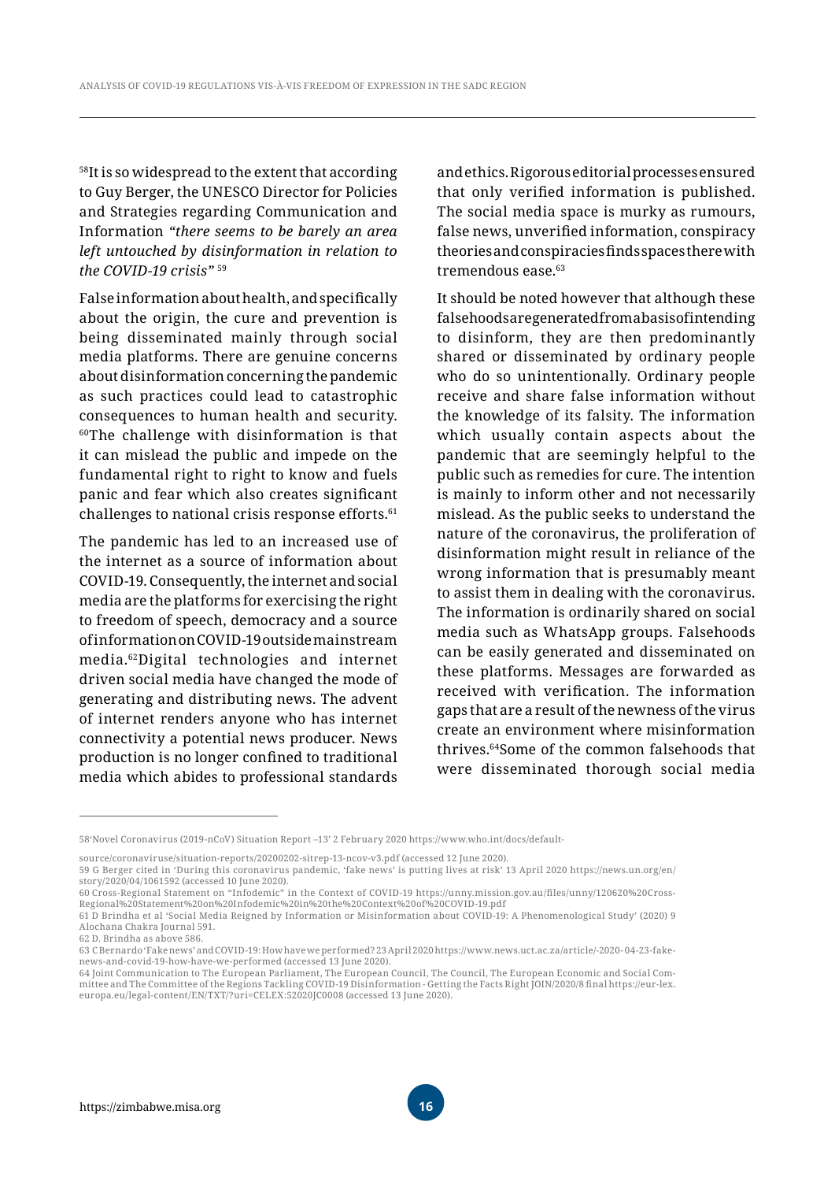[58]It is so widespread to the extent that according to Guy Berger, the UNESCO Director for Policies and Strategies regarding Communication and Information *"there seems to be barely an area left untouched by disinformation in relation to the COVID-19 crisis"* [59]

False information about health, and specifically about the origin, the cure and prevention is being disseminated mainly through social media platforms. There are genuine concerns about disinformation concerning the pandemic as such practices could lead to catastrophic consequences to human health and security. [60]The challenge with disinformation is that it can mislead the public and impede on the fundamental right to right to know and fuels panic and fear which also creates significant challenges to national crisis response efforts.[61]

The pandemic has led to an increased use of the internet as a source of information about COVID-19. Consequently, the internet and social media are the platforms for exercising the right to freedom of speech, democracy and a source of information on COVID-19 outside mainstream media.[62]Digital technologies and internet driven social media have changed the mode of generating and distributing news. The advent of internet renders anyone who has internet connectivity a potential news producer. News production is no longer confined to traditional media which abides to professional standards and ethics. Rigorous editorial processes ensured that only verified information is published. The social media space is murky as rumours, false news, unverified information, conspiracy theories and conspiracies finds spaces there with tremendous ease.[63]

It should be noted however that although these falsehoods are generated from a basis of intending to disinform, they are then predominantly shared or disseminated by ordinary people who do so unintentionally. Ordinary people receive and share false information without the knowledge of its falsity. The information which usually contain aspects about the pandemic that are seemingly helpful to the public such as remedies for cure. The intention is mainly to inform other and not necessarily mislead. As the public seeks to understand the nature of the coronavirus, the proliferation of disinformation might result in reliance of the wrong information that is presumably meant to assist them in dealing with the coronavirus. The information is ordinarily shared on social media such as WhatsApp groups. Falsehoods can be easily generated and disseminated on these platforms. Messages are forwarded as received with verification. The information gaps that are a result of the newness of the virus create an environment where misinformation thrives.[64]Some of the common falsehoods that were disseminated thorough social media

---

58'Novel Coronavirus (2019-nCoV) Situation Report –13' 2 February 2020 https://www.who.int/docs/default-source/coronaviruse/situation-reports/20200202-sitrep-13-ncov-v3.pdf (accessed 12 June 2020).

59 G Berger cited in 'During this coronavirus pandemic, 'fake news' is putting lives at risk' 13 April 2020 https://news.un.org/en/story/2020/04/1061592 (accessed 10 June 2020).

60 Cross-Regional Statement on "Infodemic" in the Context of COVID-19 https://unny.mission.gov.au/files/unny/120620%20Cross-Regional%20Statement%20on%20Infodemic%20in%20the%20Context%20of%20COVID-19.pdf

61 D Brindha et al 'Social Media Reigned by Information or Misinformation about COVID-19: A Phenomenological Study' (2020) 9 Alochana Chakra Journal 591.

62 D. Brindha as above 586.

63 C Bernardo 'Fake news' and COVID-19: How have we performed? 23 April 2020 https://www.news.uct.ac.za/article/-2020-04-23-fake-news-and-covid-19-how-have-we-performed (accessed 13 June 2020).

64 Joint Communication to The European Parliament, The European Council, The Council, The European Economic and Social Committee and The Committee of the Regions Tackling COVID-19 Disinformation - Getting the Facts Right JOIN/2020/8 final https://eur-lex.europa.eu/legal-content/EN/TXT/?uri=CELEX:52020JC0008 (accessed 13 June 2020).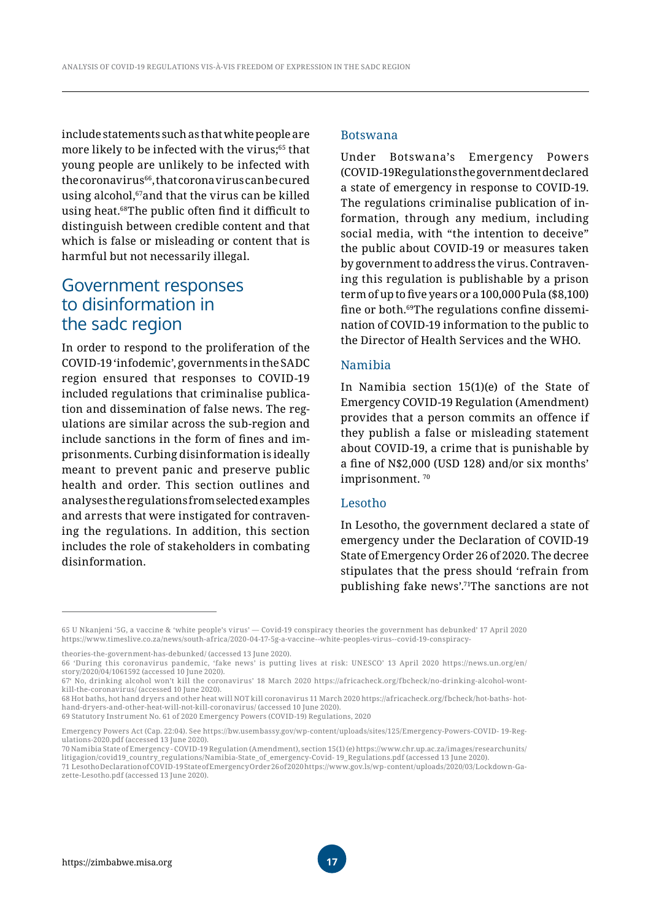include statements such as that white people are more likely to be infected with the virus;[65] that young people are unlikely to be infected with the coronavirus[66], that corona virus can be cured using alcohol,[67] and that the virus can be killed using heat.[68] The public often find it difficult to distinguish between credible content and that which is false or misleading or content that is harmful but not necessarily illegal.

## Government responses to disinformation in the sadc region

In order to respond to the proliferation of the COVID-19 'infodemic', governments in the SADC region ensured that responses to COVID-19 included regulations that criminalise publication and dissemination of false news. The regulations are similar across the sub-region and include sanctions in the form of fines and imprisonments. Curbing disinformation is ideally meant to prevent panic and preserve public health and order. This section outlines and analyses the regulations from selected examples and arrests that were instigated for contravening the regulations. In addition, this section includes the role of stakeholders in combating disinformation.

### Botswana

Under Botswana's Emergency Powers (COVID-19Regulations the government declared a state of emergency in response to COVID-19. The regulations criminalise publication of information, through any medium, including social media, with "the intention to deceive" the public about COVID-19 or measures taken by government to address the virus. Contravening this regulation is publishable by a prison term of up to five years or a 100,000 Pula ($8,100) fine or both.[69] The regulations confine dissemination of COVID-19 information to the public to the Director of Health Services and the WHO.

### Namibia

In Namibia section 15(1)(e) of the State of Emergency COVID-19 Regulation (Amendment) provides that a person commits an offence if they publish a false or misleading statement about COVID-19, a crime that is punishable by a fine of N$2,000 (USD 128) and/or six months' imprisonment. [70]

### Lesotho

In Lesotho, the government declared a state of emergency under the Declaration of COVID-19 State of Emergency Order 26 of 2020. The decree stipulates that the press should 'refrain from publishing fake news'.[71] The sanctions are not

---

65 U Nkanjeni '5G, a vaccine & 'white people's virus' — Covid-19 conspiracy theories the government has debunked' 17 April 2020 https://www.timeslive.co.za/news/south-africa/2020-04-17-5g-a-vaccine--white-peoples-virus--covid-19-conspiracy-theories-the-government-has-debunked/ (accessed 13 June 2020).

66 'During this coronavirus pandemic, 'fake news' is putting lives at risk: UNESCO' 13 April 2020 https://news.un.org/en/story/2020/04/1061592 (accessed 10 June 2020).

67 'No, drinking alcohol won't kill the coronavirus' 18 March 2020 https://africacheck.org/fbcheck/no-drinking-alcohol-wont-kill-the-coronavirus/ (accessed 10 June 2020).

68 Hot baths, hot hand dryers and other heat will NOT kill coronavirus 11 March 2020 https://africacheck.org/fbcheck/hot-baths- hot-hand-dryers-and-other-heat-will-not-kill-coronavirus/ (accessed 10 June 2020).

69 Statutory Instrument No. 61 of 2020 Emergency Powers (COVID-19) Regulations, 2020

Emergency Powers Act (Cap. 22:04). See https://bw.usembassy.gov/wp-content/uploads/sites/125/Emergency-Powers-COVID- 19-Regulations-2020.pdf (accessed 13 June 2020).

70 Namibia State of Emergency - COVID-19 Regulation (Amendment), section 15(1) (e) https://www.chr.up.ac.za/images/researchunits/litigagion/covid19_country_regulations/Namibia-State_of_emergency-Covid- 19_Regulations.pdf (accessed 13 June 2020).

71 Lesotho Declaration of COVID-19 State of Emergency Order 26 of 2020 https://www.gov.ls/wp-content/uploads/2020/03/Lockdown-Gazette-Lesotho.pdf (accessed 13 June 2020).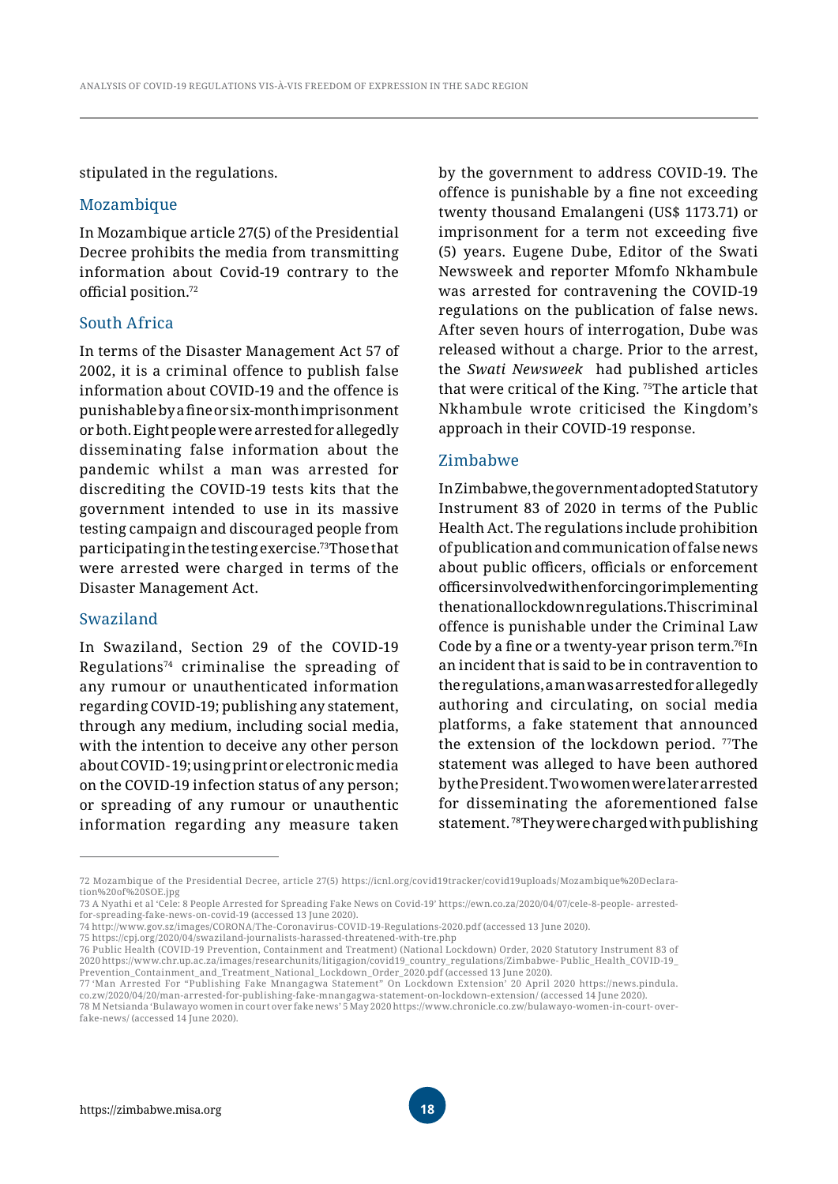stipulated in the regulations.

## Mozambique

In Mozambique article 27(5) of the Presidential Decree prohibits the media from transmitting information about Covid-19 contrary to the official position.[72]

## South Africa

In terms of the Disaster Management Act 57 of 2002, it is a criminal offence to publish false information about COVID-19 and the offence is punishable by a fine or six-month imprisonment or both. Eight people were arrested for allegedly disseminating false information about the pandemic whilst a man was arrested for discrediting the COVID-19 tests kits that the government intended to use in its massive testing campaign and discouraged people from participating in the testing exercise.[73] Those that were arrested were charged in terms of the Disaster Management Act.

## Swaziland

In Swaziland, Section 29 of the COVID-19 Regulations[74] criminalise the spreading of any rumour or unauthenticated information regarding COVID-19; publishing any statement, through any medium, including social media, with the intention to deceive any other person about COVID-19; using print or electronic media on the COVID-19 infection status of any person; or spreading of any rumour or unauthentic information regarding any measure taken by the government to address COVID-19. The offence is punishable by a fine not exceeding twenty thousand Emalangeni (US$ 1173.71) or imprisonment for a term not exceeding five (5) years. Eugene Dube, Editor of the Swati Newsweek and reporter Mfomfo Nkhambule was arrested for contravening the COVID-19 regulations on the publication of false news. After seven hours of interrogation, Dube was released without a charge. Prior to the arrest, the *Swati Newsweek* had published articles that were critical of the King. [75] The article that Nkhambule wrote criticised the Kingdom's approach in their COVID-19 response.

## Zimbabwe

In Zimbabwe, the government adopted Statutory Instrument 83 of 2020 in terms of the Public Health Act. The regulations include prohibition of publication and communication of false news about public officers, officials or enforcement officers involved with enforcing or implementing the national lockdown regulations. This criminal offence is punishable under the Criminal Law Code by a fine or a twenty-year prison term.[76] In an incident that is said to be in contravention to the regulations, a man was arrested for allegedly authoring and circulating, on social media platforms, a fake statement that announced the extension of the lockdown period. [77] The statement was alleged to have been authored by the President. Two women were later arrested for disseminating the aforementioned false statement. [78] They were charged with publishing

---

72 Mozambique of the Presidential Decree, article 27(5) https://icnl.org/covid19tracker/covid19uploads/Mozambique%20Declaration%20of%20SOE.jpg

73 A Nyathi et al 'Cele: 8 People Arrested for Spreading Fake News on Covid-19' https://ewn.co.za/2020/04/07/cele-8-people- arrested-for-spreading-fake-news-on-covid-19 (accessed 13 June 2020).

74 http://www.gov.sz/images/CORONA/The-Coronavirus-COVID-19-Regulations-2020.pdf (accessed 13 June 2020).

75 https://cpj.org/2020/04/swaziland-journalists-harassed-threatened-with-tre.php

76 Public Health (COVID-19 Prevention, Containment and Treatment) (National Lockdown) Order, 2020 Statutory Instrument 83 of 2020 https://www.chr.up.ac.za/images/researchunits/litigagion/covid19_country_regulations/Zimbabwe- Public_Health_COVID-19_Prevention_Containment_and_Treatment_National_Lockdown_Order_2020.pdf (accessed 13 June 2020).

77 'Man Arrested For "Publishing Fake Mnangagwa Statement" On Lockdown Extension' 20 April 2020 https://news.pindula.co.zw/2020/04/20/man-arrested-for-publishing-fake-mnangagwa-statement-on-lockdown-extension/ (accessed 14 June 2020).

78 M Netsianda 'Bulawayo women in court over fake news' 5 May 2020 https://www.chronicle.co.zw/bulawayo-women-in-court- over-fake-news/ (accessed 14 June 2020).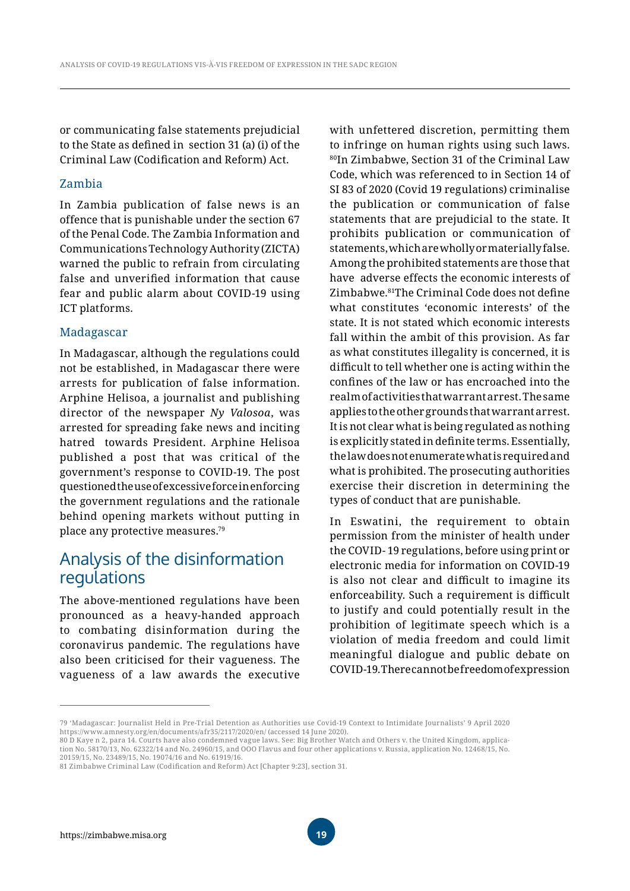or communicating false statements prejudicial to the State as defined in section 31 (a) (i) of the Criminal Law (Codification and Reform) Act.

### Zambia

In Zambia publication of false news is an offence that is punishable under the section 67 of the Penal Code. The Zambia Information and Communications Technology Authority (ZICTA) warned the public to refrain from circulating false and unverified information that cause fear and public alarm about COVID-19 using ICT platforms.

### Madagascar

In Madagascar, although the regulations could not be established, in Madagascar there were arrests for publication of false information. Arphine Helisoa, a journalist and publishing director of the newspaper *Ny Valosoa*, was arrested for spreading fake news and inciting hatred towards President. Arphine Helisoa published a post that was critical of the government's response to COVID-19. The post questioned the use of excessive force in enforcing the government regulations and the rationale behind opening markets without putting in place any protective measures.[79]

## Analysis of the disinformation regulations

The above-mentioned regulations have been pronounced as a heavy-handed approach to combating disinformation during the coronavirus pandemic. The regulations have also been criticised for their vagueness. The vagueness of a law awards the executive with unfettered discretion, permitting them to infringe on human rights using such laws.[80]In Zimbabwe, Section 31 of the Criminal Law Code, which was referenced to in Section 14 of SI 83 of 2020 (Covid 19 regulations) criminalise the publication or communication of false statements that are prejudicial to the state. It prohibits publication or communication of statements, which are wholly or materially false. Among the prohibited statements are those that have adverse effects the economic interests of Zimbabwe.[81]The Criminal Code does not define what constitutes 'economic interests' of the state. It is not stated which economic interests fall within the ambit of this provision. As far as what constitutes illegality is concerned, it is difficult to tell whether one is acting within the confines of the law or has encroached into the realm of activities that warrant arrest. The same applies to the other grounds that warrant arrest. It is not clear what is being regulated as nothing is explicitly stated in definite terms. Essentially, the law does not enumerate what is required and what is prohibited. The prosecuting authorities exercise their discretion in determining the types of conduct that are punishable.

In Eswatini, the requirement to obtain permission from the minister of health under the COVID- 19 regulations, before using print or electronic media for information on COVID-19 is also not clear and difficult to imagine its enforceability. Such a requirement is difficult to justify and could potentially result in the prohibition of legitimate speech which is a violation of media freedom and could limit meaningful dialogue and public debate on COVID-19. There cannot be freedom of expression

---

79 'Madagascar: Journalist Held in Pre-Trial Detention as Authorities use Covid-19 Context to Intimidate Journalists' 9 April 2020 https://www.amnesty.org/en/documents/afr35/2117/2020/en/ (accessed 14 June 2020).

80 D Kaye n 2, para 14. Courts have also condemned vague laws. See: Big Brother Watch and Others v. the United Kingdom, application No. 58170/13, No. 62322/14 and No. 24960/15, and OOO Flavus and four other applications v. Russia, application No. 12468/15, No. 20159/15, No. 23489/15, No. 19074/16 and No. 61919/16.

81 Zimbabwe Criminal Law (Codification and Reform) Act [Chapter 9:23], section 31.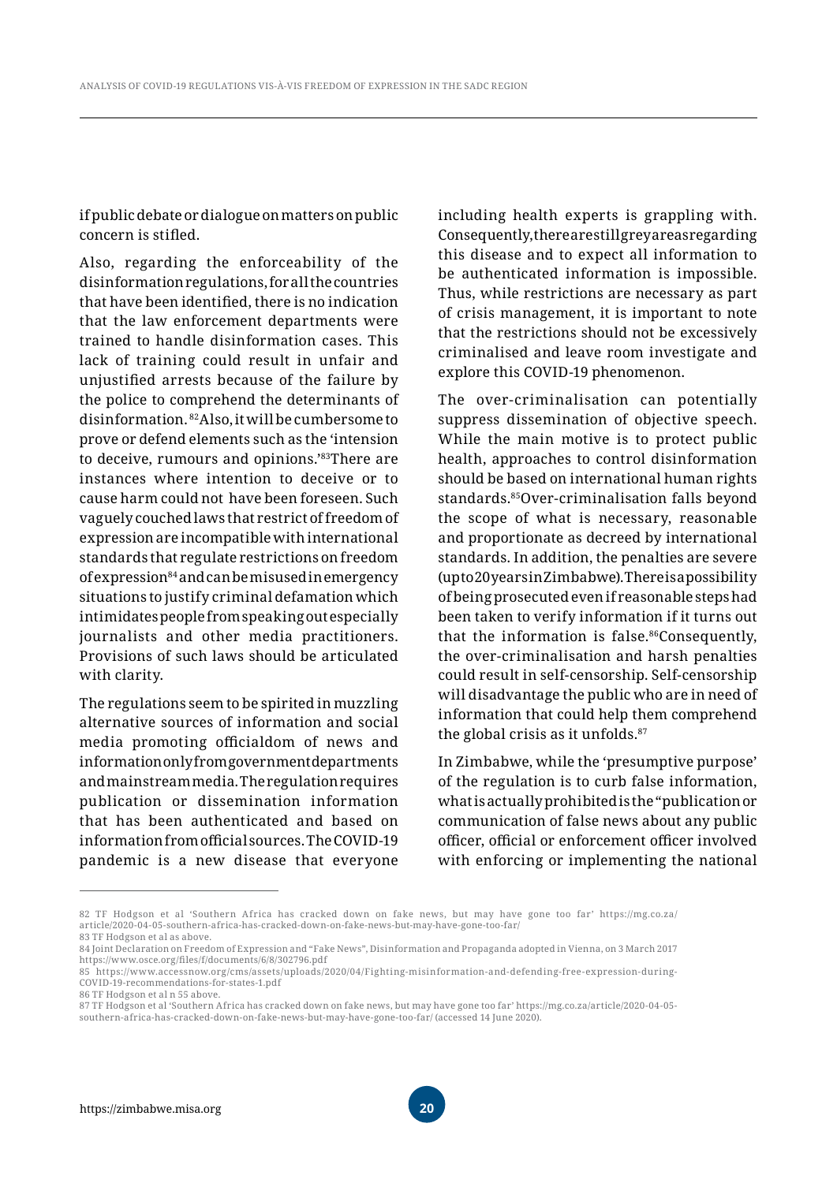if public debate or dialogue on matters on public concern is stifled.

Also, regarding the enforceability of the disinformation regulations, for all the countries that have been identified, there is no indication that the law enforcement departments were trained to handle disinformation cases. This lack of training could result in unfair and unjustified arrests because of the failure by the police to comprehend the determinants of disinformation. [82] Also, it will be cumbersome to prove or defend elements such as the 'intension to deceive, rumours and opinions.'[83] There are instances where intention to deceive or to cause harm could not have been foreseen. Such vaguely couched laws that restrict of freedom of expression are incompatible with international standards that regulate restrictions on freedom of expression[84] and can be misused in emergency situations to justify criminal defamation which intimidates people from speaking out especially journalists and other media practitioners. Provisions of such laws should be articulated with clarity.

The regulations seem to be spirited in muzzling alternative sources of information and social media promoting officialdom of news and information only from government departments and mainstream media. The regulation requires publication or dissemination information that has been authenticated and based on information from official sources. The COVID-19 pandemic is a new disease that everyone including health experts is grappling with. Consequently, there are still grey areas regarding this disease and to expect all information to be authenticated information is impossible. Thus, while restrictions are necessary as part of crisis management, it is important to note that the restrictions should not be excessively criminalised and leave room investigate and explore this COVID-19 phenomenon.

The over-criminalisation can potentially suppress dissemination of objective speech. While the main motive is to protect public health, approaches to control disinformation should be based on international human rights standards.[85] Over-criminalisation falls beyond the scope of what is necessary, reasonable and proportionate as decreed by international standards. In addition, the penalties are severe (up to 20 years in Zimbabwe). There is a possibility of being prosecuted even if reasonable steps had been taken to verify information if it turns out that the information is false.[86] Consequently, the over-criminalisation and harsh penalties could result in self-censorship. Self-censorship will disadvantage the public who are in need of information that could help them comprehend the global crisis as it unfolds.[87]

In Zimbabwe, while the 'presumptive purpose' of the regulation is to curb false information, what is actually prohibited is the "publication or communication of false news about any public officer, official or enforcement officer involved with enforcing or implementing the national

---

82 TF Hodgson et al 'Southern Africa has cracked down on fake news, but may have gone too far' https://mg.co.za/article/2020-04-05-southern-africa-has-cracked-down-on-fake-news-but-may-have-gone-too-far/

83 TF Hodgson et al as above.

84 Joint Declaration on Freedom of Expression and "Fake News", Disinformation and Propaganda adopted in Vienna, on 3 March 2017 https://www.osce.org/files/f/documents/6/8/302796.pdf

85 https://www.accessnow.org/cms/assets/uploads/2020/04/Fighting-misinformation-and-defending-free-expression-during-COVID-19-recommendations-for-states-1.pdf

86 TF Hodgson et al n 55 above.

87 TF Hodgson et al 'Southern Africa has cracked down on fake news, but may have gone too far' https://mg.co.za/article/2020-04-05-southern-africa-has-cracked-down-on-fake-news-but-may-have-gone-too-far/ (accessed 14 June 2020).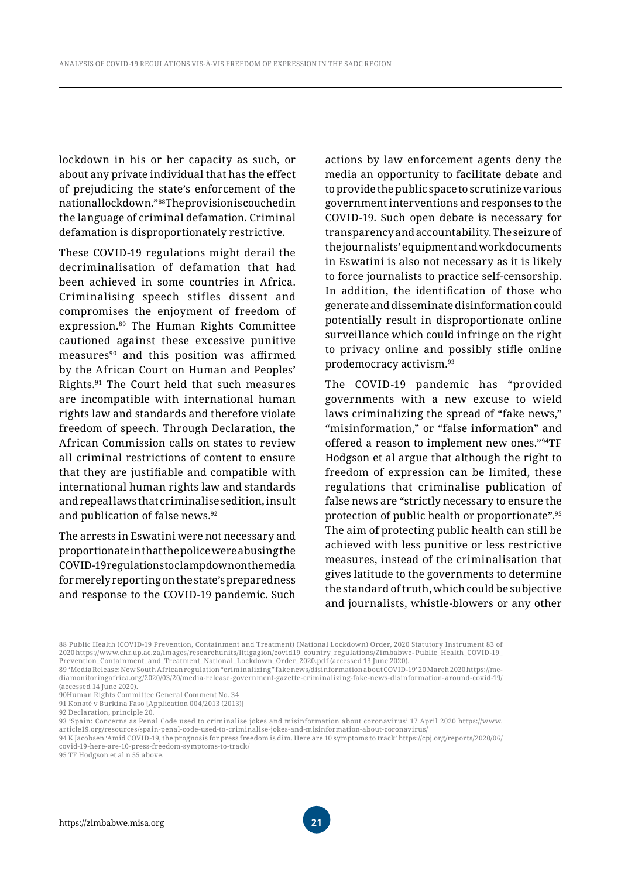lockdown in his or her capacity as such, or about any private individual that has the effect of prejudicing the state's enforcement of the national lockdown."[88] The provision is couched in the language of criminal defamation. Criminal defamation is disproportionately restrictive.

These COVID-19 regulations might derail the decriminalisation of defamation that had been achieved in some countries in Africa. Criminalising speech stifles dissent and compromises the enjoyment of freedom of expression.[89] The Human Rights Committee cautioned against these excessive punitive measures[90] and this position was affirmed by the African Court on Human and Peoples' Rights.[91] The Court held that such measures are incompatible with international human rights law and standards and therefore violate freedom of speech. Through Declaration, the African Commission calls on states to review all criminal restrictions of content to ensure that they are justifiable and compatible with international human rights law and standards and repeal laws that criminalise sedition, insult and publication of false news.[92]

The arrests in Eswatini were not necessary and proportionate in that the police were abusing the COVID-19 regulations to clamp down on the media for merely reporting on the state's preparedness and response to the COVID-19 pandemic. Such actions by law enforcement agents deny the media an opportunity to facilitate debate and to provide the public space to scrutinize various government interventions and responses to the COVID-19. Such open debate is necessary for transparency and accountability. The seizure of the journalists' equipment and work documents in Eswatini is also not necessary as it is likely to force journalists to practice self-censorship. In addition, the identification of those who generate and disseminate disinformation could potentially result in disproportionate online surveillance which could infringe on the right to privacy online and possibly stifle online prodemocracy activism.[93]

The COVID-19 pandemic has "provided governments with a new excuse to wield laws criminalizing the spread of "fake news," "misinformation," or "false information" and offered a reason to implement new ones."[94] TF Hodgson et al argue that although the right to freedom of expression can be limited, these regulations that criminalise publication of false news are "strictly necessary to ensure the protection of public health or proportionate".[95] The aim of protecting public health can still be achieved with less punitive or less restrictive measures, instead of the criminalisation that gives latitude to the governments to determine the standard of truth, which could be subjective and journalists, whistle-blowers or any other

---

88 Public Health (COVID-19 Prevention, Containment and Treatment) (National Lockdown) Order, 2020 Statutory Instrument 83 of 2020 https://www.chr.up.ac.za/images/researchunits/litigagion/covid19_country_regulations/Zimbabwe- Public_Health_COVID-19_Prevention_Containment_and_Treatment_National_Lockdown_Order_2020.pdf (accessed 13 June 2020).

89 'Media Release: New South African regulation "criminalizing" fake news/disinformation about COVID-19' 20 March 2020 https://mediamonitoringafrica.org/2020/03/20/media-release-government-gazette-criminalizing-fake-news-disinformation-around-covid-19/ (accessed 14 June 2020).

90 Human Rights Committee General Comment No. 34

91 Konaté v Burkina Faso [Application 004/2013 (2013)]

92 Declaration, principle 20.

93 'Spain: Concerns as Penal Code used to criminalise jokes and misinformation about coronavirus' 17 April 2020 https://www.article19.org/resources/spain-penal-code-used-to-criminalise-jokes-and-misinformation-about-coronavirus/

94 K Jacobsen 'Amid COVID-19, the prognosis for press freedom is dim. Here are 10 symptoms to track' https://cpj.org/reports/2020/06/covid-19-here-are-10-press-freedom-symptoms-to-track/

95 TF Hodgson et al n 55 above.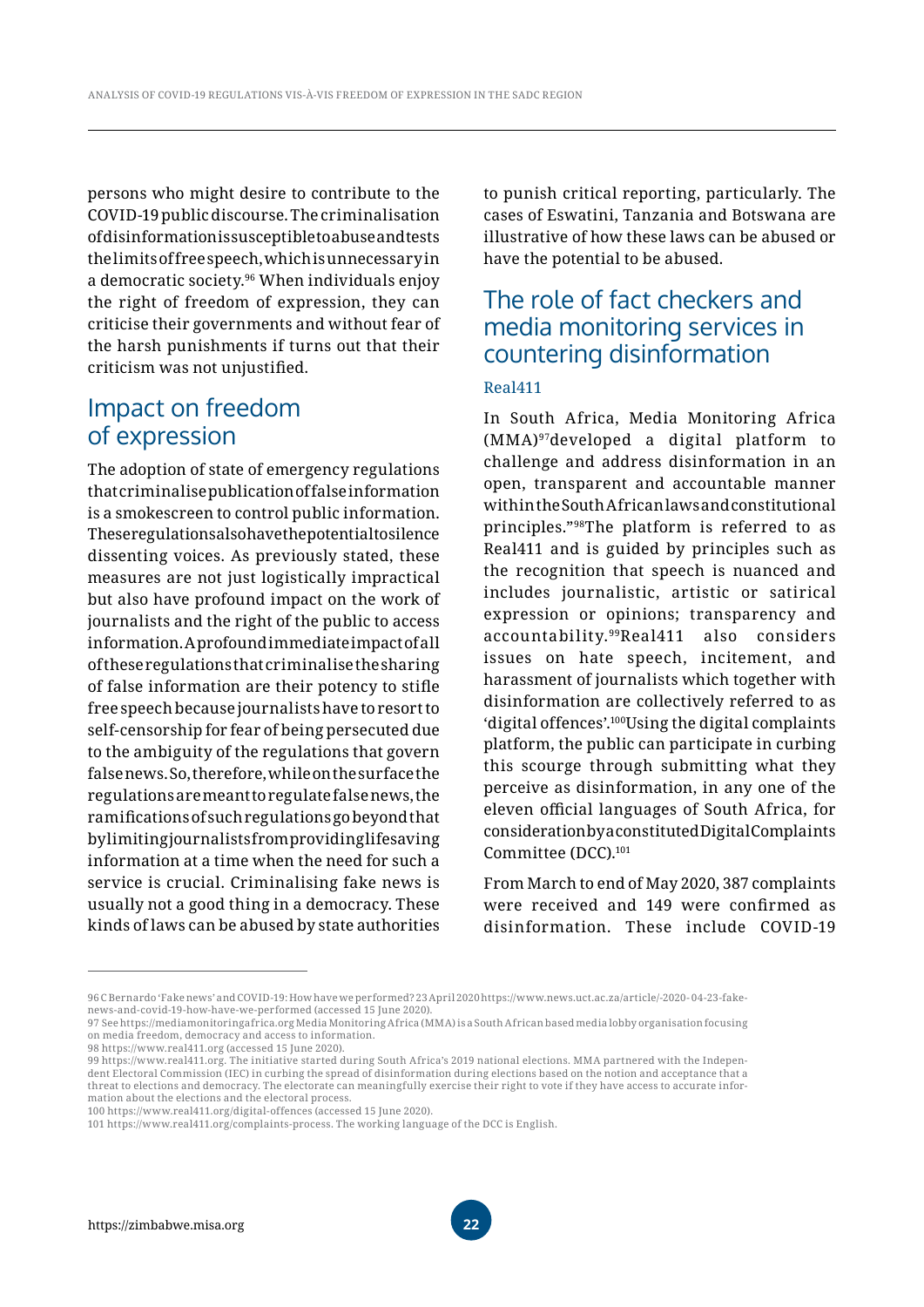persons who might desire to contribute to the COVID-19 public discourse. The criminalisation of disinformation is susceptible to abuse and tests the limits of free speech, which is unnecessary in a democratic society.[96] When individuals enjoy the right of freedom of expression, they can criticise their governments and without fear of the harsh punishments if turns out that their criticism was not unjustified.

## Impact on freedom of expression

The adoption of state of emergency regulations that criminalise publication of false information is a smokescreen to control public information. These regulations also have the potential to silence dissenting voices. As previously stated, these measures are not just logistically impractical but also have profound impact on the work of journalists and the right of the public to access information. A profound immediate impact of all of these regulations that criminalise the sharing of false information are their potency to stifle free speech because journalists have to resort to self-censorship for fear of being persecuted due to the ambiguity of the regulations that govern false news. So, therefore, while on the surface the regulations are meant to regulate false news, the ramifications of such regulations go beyond that by limiting journalists from providing lifesaving information at a time when the need for such a service is crucial. Criminalising fake news is usually not a good thing in a democracy. These kinds of laws can be abused by state authorities to punish critical reporting, particularly. The cases of Eswatini, Tanzania and Botswana are illustrative of how these laws can be abused or have the potential to be abused.

## The role of fact checkers and media monitoring services in countering disinformation

### Real411

In South Africa, Media Monitoring Africa (MMA)[97] developed a digital platform to challenge and address disinformation in an open, transparent and accountable manner within the South African laws and constitutional principles."[98] The platform is referred to as Real411 and is guided by principles such as the recognition that speech is nuanced and includes journalistic, artistic or satirical expression or opinions; transparency and accountability.[99] Real411 also considers issues on hate speech, incitement, and harassment of journalists which together with disinformation are collectively referred to as 'digital offences'.[100] Using the digital complaints platform, the public can participate in curbing this scourge through submitting what they perceive as disinformation, in any one of the eleven official languages of South Africa, for consideration by a constituted Digital Complaints Committee (DCC).[101]

From March to end of May 2020, 387 complaints were received and 149 were confirmed as disinformation. These include COVID-19

---

96 C Bernardo 'Fake news' and COVID-19: How have we performed? 23 April 2020 https://www.news.uct.ac.za/article/-2020-04-23-fake-news-and-covid-19-how-have-we-performed (accessed 15 June 2020).

97 See https://mediamonitoringafrica.org Media Monitoring Africa (MMA) is a South African based media lobby organisation focusing on media freedom, democracy and access to information.

98 https://www.real411.org (accessed 15 June 2020).

99 https://www.real411.org. The initiative started during South Africa's 2019 national elections. MMA partnered with the Independent Electoral Commission (IEC) in curbing the spread of disinformation during elections based on the notion and acceptance that a threat to elections and democracy. The electorate can meaningfully exercise their right to vote if they have access to accurate information about the elections and the electoral process.

100 https://www.real411.org/digital-offences (accessed 15 June 2020).

101 https://www.real411.org/complaints-process. The working language of the DCC is English.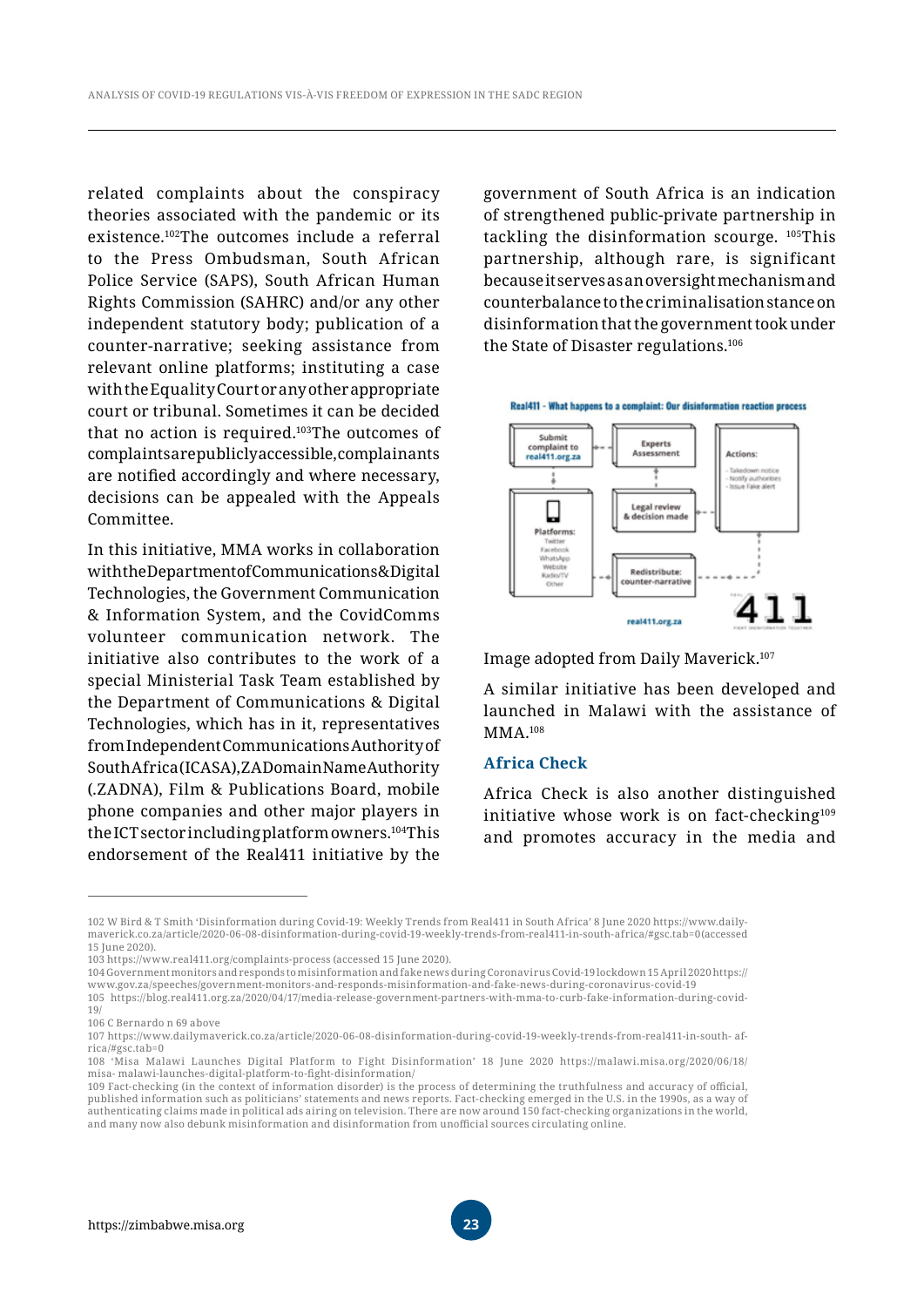related complaints about the conspiracy theories associated with the pandemic or its existence.[102] The outcomes include a referral to the Press Ombudsman, South African Police Service (SAPS), South African Human Rights Commission (SAHRC) and/or any other independent statutory body; publication of a counter-narrative; seeking assistance from relevant online platforms; instituting a case with the Equality Court or any other appropriate court or tribunal. Sometimes it can be decided that no action is required.[103] The outcomes of complaints are publicly accessible, complainants are notified accordingly and where necessary, decisions can be appealed with the Appeals Committee.

In this initiative, MMA works in collaboration with the Department of Communications & Digital Technologies, the Government Communication & Information System, and the CovidComms volunteer communication network. The initiative also contributes to the work of a special Ministerial Task Team established by the Department of Communications & Digital Technologies, which has in it, representatives from Independent Communications Authority of South Africa (ICASA), ZA Domain Name Authority (.ZADNA), Film & Publications Board, mobile phone companies and other major players in the ICT sector including platform owners.[104] This endorsement of the Real411 initiative by the government of South Africa is an indication of strengthened public-private partnership in tackling the disinformation scourge.[105] This partnership, although rare, is significant because it serves as an oversight mechanism and counterbalance to the criminalisation stance on disinformation that the government took under the State of Disaster regulations.[106]

Image adopted from Daily Maverick.[107]

A similar initiative has been developed and launched in Malawi with the assistance of MMA.[108]

### Africa Check

Africa Check is also another distinguished initiative whose work is on fact-checking[109] and promotes accuracy in the media and

---

102 W Bird & T Smith 'Disinformation during Covid-19: Weekly Trends from Real411 in South Africa' 8 June 2020 https://www.dailymaverick.co.za/article/2020-06-08-disinformation-during-covid-19-weekly-trends-from-real411-in-south-africa/#gsc.tab=0(accessed 15 June 2020).

103 https://www.real411.org/complaints-process (accessed 15 June 2020).

104 Government monitors and responds to misinformation and fake news during Coronavirus Covid-19 lockdown 15 April 2020 https://www.gov.za/speeches/government-monitors-and-responds-misinformation-and-fake-news-during-coronavirus-covid-19

105 https://blog.real411.org.za/2020/04/17/media-release-government-partners-with-mma-to-curb-fake-information-during-covid-19/

106 C Bernardo n 69 above

107 https://www.dailymaverick.co.za/article/2020-06-08-disinformation-during-covid-19-weekly-trends-from-real411-in-south-africa/#gsc.tab=0

108 'Misa Malawi Launches Digital Platform to Fight Disinformation' 18 June 2020 https://malawi.misa.org/2020/06/18/misa-malawi-launches-digital-platform-to-fight-disinformation/

109 Fact-checking (in the context of information disorder) is the process of determining the truthfulness and accuracy of official, published information such as politicians' statements and news reports. Fact-checking emerged in the U.S. in the 1990s, as a way of authenticating claims made in political ads airing on television. There are now around 150 fact-checking organizations in the world, and many now also debunk misinformation and disinformation from unofficial sources circulating online.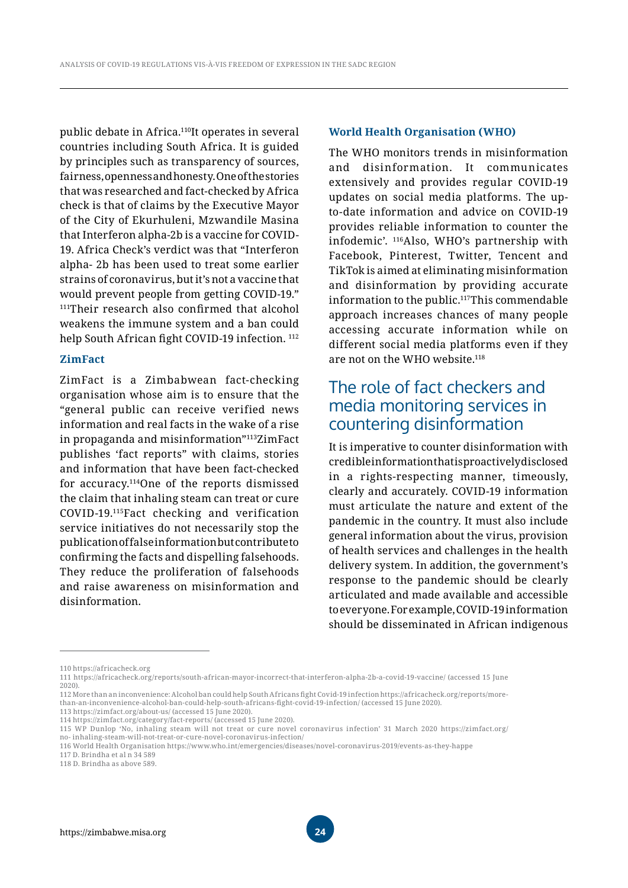public debate in Africa.[110]It operates in several countries including South Africa. It is guided by principles such as transparency of sources, fairness, openness and honesty. One of the stories that was researched and fact-checked by Africa check is that of claims by the Executive Mayor of the City of Ekurhuleni, Mzwandile Masina that Interferon alpha-2b is a vaccine for COVID-19. Africa Check's verdict was that "Interferon alpha- 2b has been used to treat some earlier strains of coronavirus, but it's not a vaccine that would prevent people from getting COVID-19." [111]Their research also confirmed that alcohol weakens the immune system and a ban could help South African fight COVID-19 infection. [112]

### ZimFact

ZimFact is a Zimbabwean fact-checking organisation whose aim is to ensure that the "general public can receive verified news information and real facts in the wake of a rise in propaganda and misinformation"[113]ZimFact publishes 'fact reports" with claims, stories and information that have been fact-checked for accuracy.[114]One of the reports dismissed the claim that inhaling steam can treat or cure COVID-19.[115]Fact checking and verification service initiatives do not necessarily stop the publication of false information but contribute to confirming the facts and dispelling falsehoods. They reduce the proliferation of falsehoods and raise awareness on misinformation and disinformation.

### World Health Organisation (WHO)

The WHO monitors trends in misinformation and disinformation. It communicates extensively and provides regular COVID-19 updates on social media platforms. The up-to-date information and advice on COVID-19 provides reliable information to counter the infodemic'. [116]Also, WHO's partnership with Facebook, Pinterest, Twitter, Tencent and TikTok is aimed at eliminating misinformation and disinformation by providing accurate information to the public.[117]This commendable approach increases chances of many people accessing accurate information while on different social media platforms even if they are not on the WHO website.[118]

## The role of fact checkers and media monitoring services in countering disinformation

It is imperative to counter disinformation with credible information that is proactively disclosed in a rights-respecting manner, timeously, clearly and accurately. COVID-19 information must articulate the nature and extent of the pandemic in the country. It must also include general information about the virus, provision of health services and challenges in the health delivery system. In addition, the government's response to the pandemic should be clearly articulated and made available and accessible to everyone. For example, COVID-19 information should be disseminated in African indigenous

---

110 https://africacheck.org

111 https://africacheck.org/reports/south-african-mayor-incorrect-that-interferon-alpha-2b-a-covid-19-vaccine/ (accessed 15 June 2020).

112 More than an inconvenience: Alcohol ban could help South Africans fight Covid-19 infection https://africacheck.org/reports/more-than-an-inconvenience-alcohol-ban-could-help-south-africans-fight-covid-19-infection/ (accessed 15 June 2020).

113 https://zimfact.org/about-us/ (accessed 15 June 2020).

114 https://zimfact.org/category/fact-reports/ (accessed 15 June 2020).

115 WP Dunlop 'No, inhaling steam will not treat or cure novel coronavirus infection' 31 March 2020 https://zimfact.org/no- inhaling-steam-will-not-treat-or-cure-novel-coronavirus-infection/

116 World Health Organisation https://www.who.int/emergencies/diseases/novel-coronavirus-2019/events-as-they-happe

117 D. Brindha et al n 34 589

118 D. Brindha as above 589.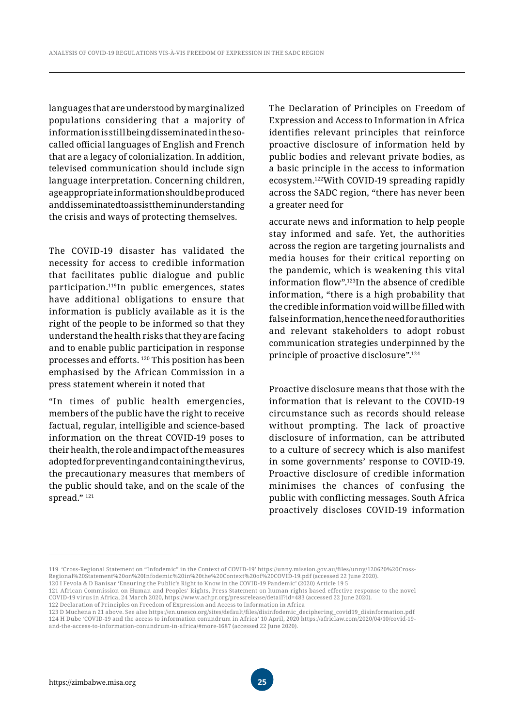languages that are understood by marginalized populations considering that a majority of information is still being disseminated in the so-called official languages of English and French that are a legacy of colonialization. In addition, televised communication should include sign language interpretation. Concerning children, age appropriate information should be produced and disseminated to assist them in understanding the crisis and ways of protecting themselves.

The COVID-19 disaster has validated the necessity for access to credible information that facilitates public dialogue and public participation.[119] In public emergences, states have additional obligations to ensure that information is publicly available as it is the right of the people to be informed so that they understand the health risks that they are facing and to enable public participation in response processes and efforts. [120] This position has been emphasised by the African Commission in a press statement wherein it noted that

"In times of public health emergencies, members of the public have the right to receive factual, regular, intelligible and science-based information on the threat COVID-19 poses to their health, the role and impact of the measures adopted for preventing and containing the virus, the precautionary measures that members of the public should take, and on the scale of the spread." [121]

The Declaration of Principles on Freedom of Expression and Access to Information in Africa identifies relevant principles that reinforce proactive disclosure of information held by public bodies and relevant private bodies, as a basic principle in the access to information ecosystem.[122] With COVID-19 spreading rapidly across the SADC region, "there has never been a greater need for accurate news and information to help people stay informed and safe. Yet, the authorities across the region are targeting journalists and media houses for their critical reporting on the pandemic, which is weakening this vital information flow".[123] In the absence of credible information, "there is a high probability that the credible information void will be filled with false information, hence the need for authorities and relevant stakeholders to adopt robust communication strategies underpinned by the principle of proactive disclosure".[124]

Proactive disclosure means that those with the information that is relevant to the COVID-19 circumstance such as records should release without prompting. The lack of proactive disclosure of information, can be attributed to a culture of secrecy which is also manifest in some governments' response to COVID-19. Proactive disclosure of credible information minimises the chances of confusing the public with conflicting messages. South Africa proactively discloses COVID-19 information

---

119 'Cross-Regional Statement on "Infodemic" in the Context of COVID-19' https://unny.mission.gov.au/files/unny/120620%20Cross-Regional%20Statement%20on%20Infodemic%20in%20the%20Context%20of%20COVID-19.pdf (accessed 22 June 2020).

120 I Fevola & D Banisar 'Ensuring the Public's Right to Know in the COVID-19 Pandemic' (2020) Article 19 5

121 African Commission on Human and Peoples' Rights, Press Statement on human rights based effective response to the novel COVID-19 virus in Africa, 24 March 2020, https://www.achpr.org/pressrelease/detail?id=483 (accessed 22 June 2020).

122 Declaration of Principles on Freedom of Expression and Access to Information in Africa

123 D Muchena n 21 above. See also https://en.unesco.org/sites/default/files/disinfodemic_deciphering_covid19_disinformation.pdf

124 H Dube 'COVID-19 and the access to information conundrum in Africa' 10 April, 2020 https://africlaw.com/2020/04/10/covid-19-and-the-access-to-information-conundrum-in-africa/#more-1687 (accessed 22 June 2020).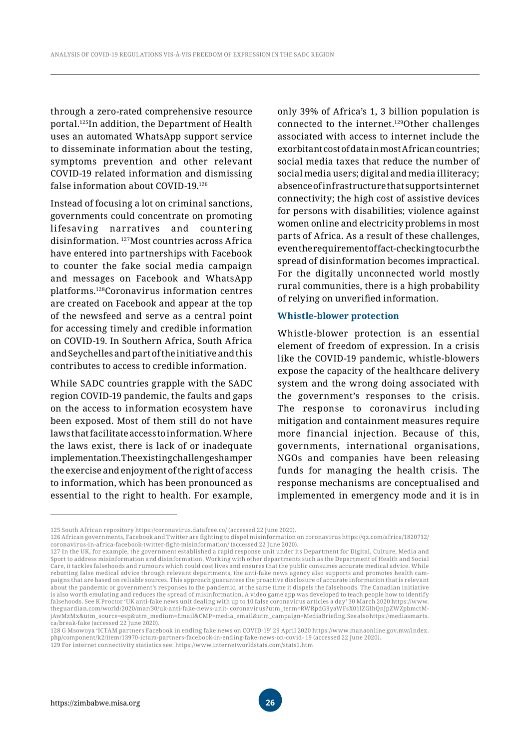through a zero-rated comprehensive resource portal.[125] In addition, the Department of Health uses an automated WhatsApp support service to disseminate information about the testing, symptoms prevention and other relevant COVID-19 related information and dismissing false information about COVID-19.[126]

Instead of focusing a lot on criminal sanctions, governments could concentrate on promoting lifesaving narratives and countering disinformation. [127] Most countries across Africa have entered into partnerships with Facebook to counter the fake social media campaign and messages on Facebook and WhatsApp platforms.[128] Coronavirus information centres are created on Facebook and appear at the top of the newsfeed and serve as a central point for accessing timely and credible information on COVID-19. In Southern Africa, South Africa and Seychelles and part of the initiative and this contributes to access to credible information.

While SADC countries grapple with the SADC region COVID-19 pandemic, the faults and gaps on the access to information ecosystem have been exposed. Most of them still do not have laws that facilitate access to information. Where the laws exist, there is lack of or inadequate implementation. The existing challenges hamper the exercise and enjoyment of the right of access to information, which has been pronounced as essential to the right to health. For example, only 39% of Africa's 1, 3 billion population is connected to the internet.[129] Other challenges associated with access to internet include the exorbitant cost of data in most African countries; social media taxes that reduce the number of social media users; digital and media illiteracy; absence of infrastructure that supports internet connectivity; the high cost of assistive devices for persons with disabilities; violence against women online and electricity problems in most parts of Africa. As a result of these challenges, even the requirement of fact-checking to curb the spread of disinformation becomes impractical. For the digitally unconnected world mostly rural communities, there is a high probability of relying on unverified information.

### Whistle-blower protection

Whistle-blower protection is an essential element of freedom of expression. In a crisis like the COVID-19 pandemic, whistle-blowers expose the capacity of the healthcare delivery system and the wrong doing associated with the government's responses to the crisis. The response to coronavirus including mitigation and containment measures require more financial injection. Because of this, governments, international organisations, NGOs and companies have been releasing funds for managing the health crisis. The response mechanisms are conceptualised and implemented in emergency mode and it is in

---

125 South African repository https://coronavirus.datafree.co/ (accessed 22 June 2020).

126 African governments, Facebook and Twitter are fighting to dispel misinformation on coronavirus https://qz.com/africa/1820712/coronavirus-in-africa-facebook-twitter-fight-misinformation/ (accessed 22 June 2020).

127 In the UK, for example, the government established a rapid response unit under its Department for Digital, Culture, Media and Sport to address misinformation and disinformation. Working with other departments such as the Department of Health and Social Care, it tackles falsehoods and rumours which could cost lives and ensures that the public consumes accurate medical advice. While rebutting false medical advice through relevant departments, the anti-fake news agency also supports and promotes health campaigns that are based on reliable sources. This approach guarantees the proactive disclosure of accurate information that is relevant about the pandemic or government's responses to the pandemic, at the same time it dispels the falsehoods. The Canadian initiative is also worth emulating and reduces the spread of misinformation. A video game app was developed to teach people how to identify falsehoods. See K Proctor 'UK anti-fake news unit dealing with up to 10 false coronavirus articles a day' 30 March 2020 https://www.theguardian.com/world/2020/mar/30/uk-anti-fake-news-unit- coronavirus?utm_term=RWRpdG9yaWFsX01lZGlhQnJpZWZpbmctMjAwMzMx&utm_source=esp&utm_medium=Email&CMP=media_email&utm_campaign=MediaBriefing. See also https://mediasmarts.ca/break-fake (accessed 22 June 2020).

128 G Msowoya 'ICTAM partners Facebook in ending fake news on COVID-19' 29 April 2020 https://www.manaonline.gov.mw/index.php/component/k2/item/13970-ictam-partners-facebook-in-ending-fake-news-on-covid- 19 (accessed 22 June 2020).

129 For internet connectivity statistics see: https://www.internetworldstats.com/stats1.htm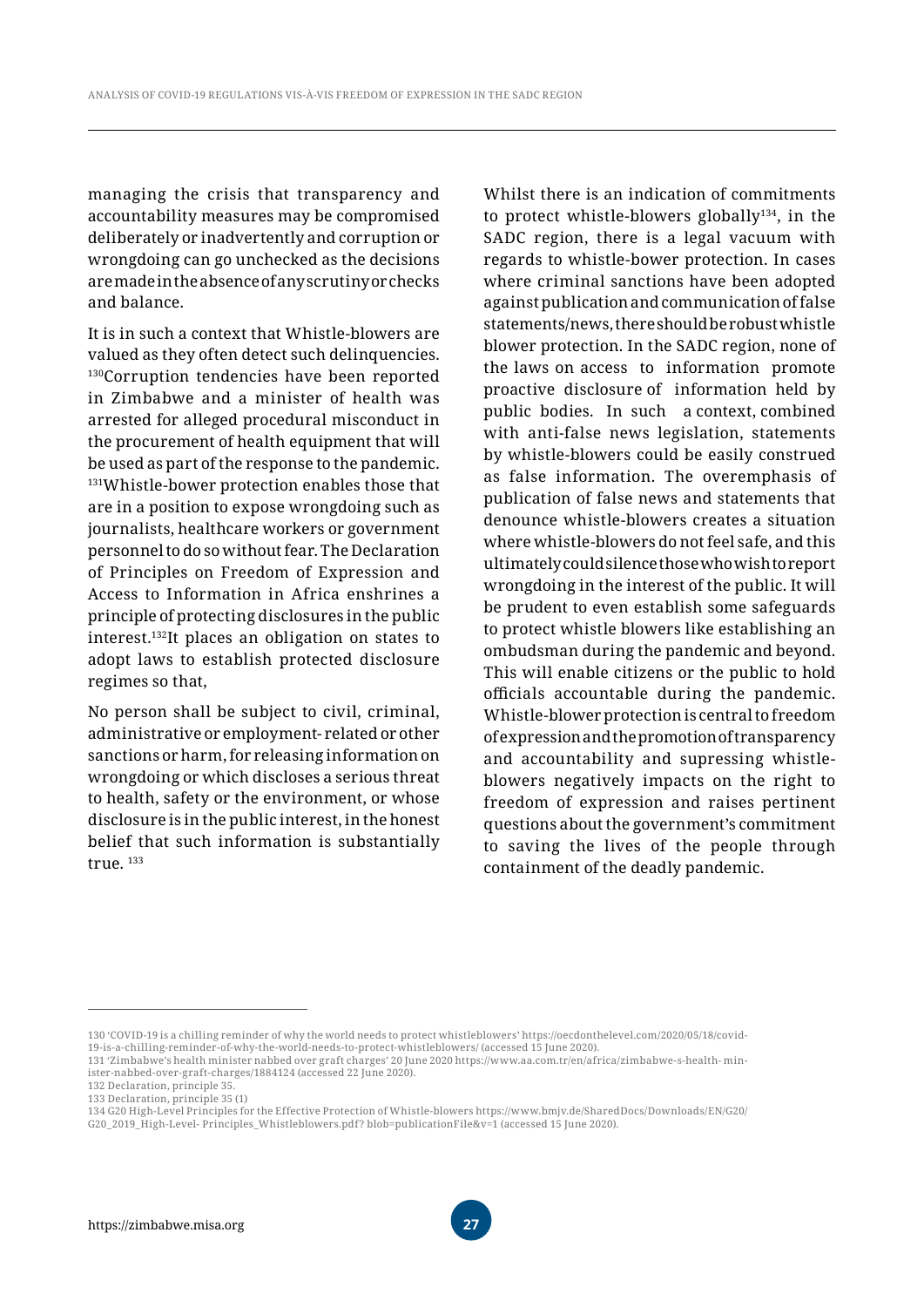managing the crisis that transparency and accountability measures may be compromised deliberately or inadvertently and corruption or wrongdoing can go unchecked as the decisions are made in the absence of any scrutiny or checks and balance.

It is in such a context that Whistle-blowers are valued as they often detect such delinquencies.[130]Corruption tendencies have been reported in Zimbabwe and a minister of health was arrested for alleged procedural misconduct in the procurement of health equipment that will be used as part of the response to the pandemic.[131]Whistle-bower protection enables those that are in a position to expose wrongdoing such as journalists, healthcare workers or government personnel to do so without fear. The Declaration of Principles on Freedom of Expression and Access to Information in Africa enshrines a principle of protecting disclosures in the public interest.[132]It places an obligation on states to adopt laws to establish protected disclosure regimes so that,

No person shall be subject to civil, criminal, administrative or employment- related or other sanctions or harm, for releasing information on wrongdoing or which discloses a serious threat to health, safety or the environment, or whose disclosure is in the public interest, in the honest belief that such information is substantially true. [133]

Whilst there is an indication of commitments to protect whistle-blowers globally[134], in the SADC region, there is a legal vacuum with regards to whistle-bower protection. In cases where criminal sanctions have been adopted against publication and communication of false statements/news, there should be robust whistle blower protection. In the SADC region, none of the laws on access to information promote proactive disclosure of information held by public bodies. In such a context, combined with anti-false news legislation, statements by whistle-blowers could be easily construed as false information. The overemphasis of publication of false news and statements that denounce whistle-blowers creates a situation where whistle-blowers do not feel safe, and this ultimately could silence those who wish to report wrongdoing in the interest of the public. It will be prudent to even establish some safeguards to protect whistle blowers like establishing an ombudsman during the pandemic and beyond. This will enable citizens or the public to hold officials accountable during the pandemic. Whistle-blower protection is central to freedom of expression and the promotion of transparency and accountability and supressing whistle-blowers negatively impacts on the right to freedom of expression and raises pertinent questions about the government's commitment to saving the lives of the people through containment of the deadly pandemic.

---

130 'COVID-19 is a chilling reminder of why the world needs to protect whistleblowers' https://oecdonthelevel.com/2020/05/18/covid-19-is-a-chilling-reminder-of-why-the-world-needs-to-protect-whistleblowers/ (accessed 15 June 2020).

131 'Zimbabwe's health minister nabbed over graft charges' 20 June 2020 https://www.aa.com.tr/en/africa/zimbabwe-s-health- minister-nabbed-over-graft-charges/1884124 (accessed 22 June 2020).

132 Declaration, principle 35.

133 Declaration, principle 35 (1)

134 G20 High-Level Principles for the Effective Protection of Whistle-blowers https://www.bmjv.de/SharedDocs/Downloads/EN/G20/G20_2019_High-Level- Principles_Whistleblowers.pdf? blob=publicationFile&v=1 (accessed 15 June 2020).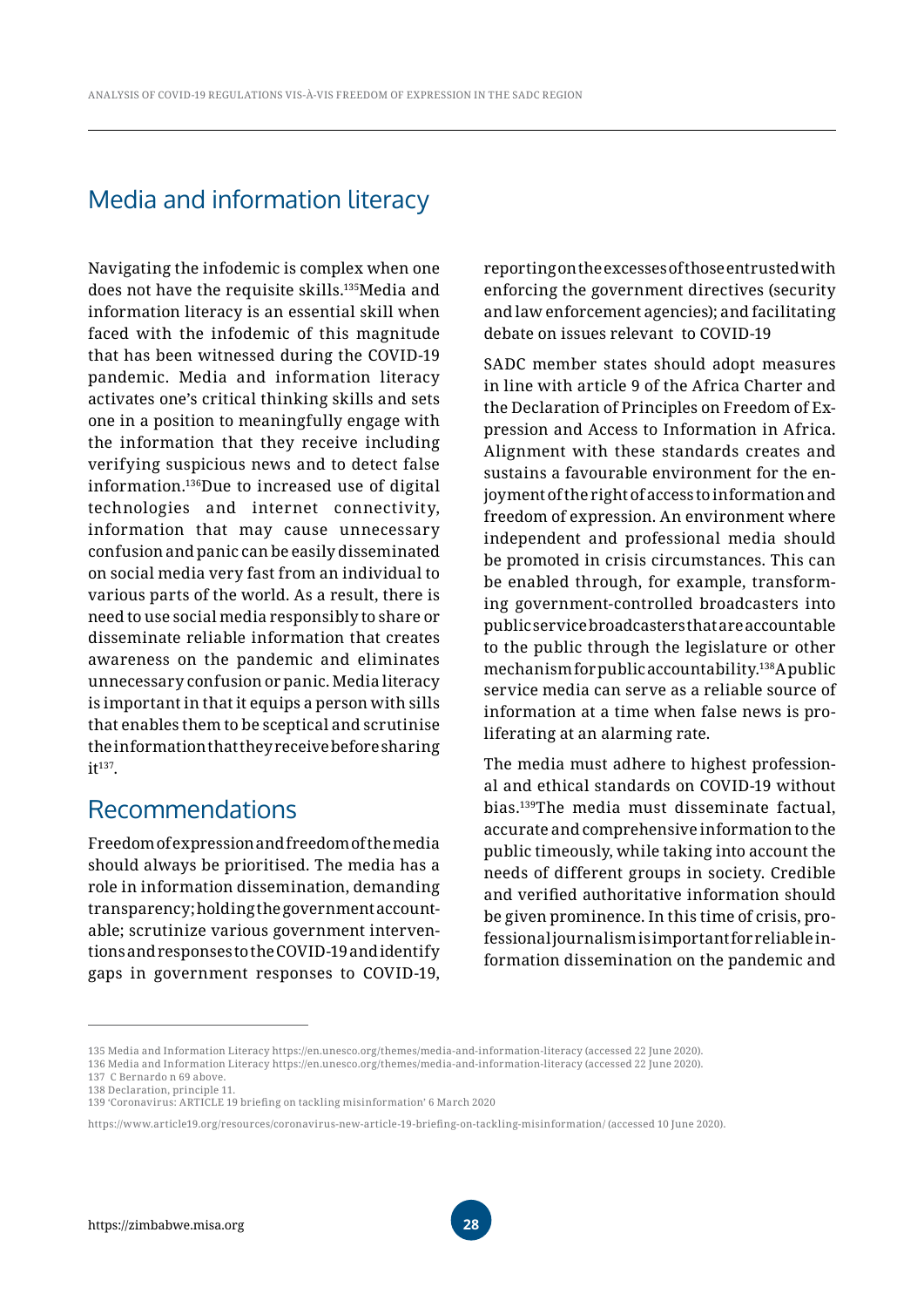## Media and information literacy

Navigating the infodemic is complex when one does not have the requisite skills.[135]Media and information literacy is an essential skill when faced with the infodemic of this magnitude that has been witnessed during the COVID-19 pandemic. Media and information literacy activates one's critical thinking skills and sets one in a position to meaningfully engage with the information that they receive including verifying suspicious news and to detect false information.[136]Due to increased use of digital technologies and internet connectivity, information that may cause unnecessary confusion and panic can be easily disseminated on social media very fast from an individual to various parts of the world. As a result, there is need to use social media responsibly to share or disseminate reliable information that creates awareness on the pandemic and eliminates unnecessary confusion or panic. Media literacy is important in that it equips a person with sills that enables them to be sceptical and scrutinise the information that they receive before sharing it[137].

## Recommendations

Freedom of expression and freedom of the media should always be prioritised. The media has a role in information dissemination, demanding transparency; holding the government accountable; scrutinize various government interventions and responses to the COVID-19 and identify gaps in government responses to COVID-19, reporting on the excesses of those entrusted with enforcing the government directives (security and law enforcement agencies); and facilitating debate on issues relevant to COVID-19

SADC member states should adopt measures in line with article 9 of the Africa Charter and the Declaration of Principles on Freedom of Expression and Access to Information in Africa. Alignment with these standards creates and sustains a favourable environment for the enjoyment of the right of access to information and freedom of expression. An environment where independent and professional media should be promoted in crisis circumstances. This can be enabled through, for example, transforming government-controlled broadcasters into public service broadcasters that are accountable to the public through the legislature or other mechanism for public accountability.[138]A public service media can serve as a reliable source of information at a time when false news is proliferating at an alarming rate.

The media must adhere to highest professional and ethical standards on COVID-19 without bias.[139]The media must disseminate factual, accurate and comprehensive information to the public timeously, while taking into account the needs of different groups in society. Credible and verified authoritative information should be given prominence. In this time of crisis, professional journalism is important for reliable information dissemination on the pandemic and

---

135 Media and Information Literacy https://en.unesco.org/themes/media-and-information-literacy (accessed 22 June 2020).
136 Media and Information Literacy https://en.unesco.org/themes/media-and-information-literacy (accessed 22 June 2020).
137 C Bernardo n 69 above.
138 Declaration, principle 11.
139 'Coronavirus: ARTICLE 19 briefing on tackling misinformation' 6 March 2020

https://www.article19.org/resources/coronavirus-new-article-19-briefing-on-tackling-misinformation/ (accessed 10 June 2020).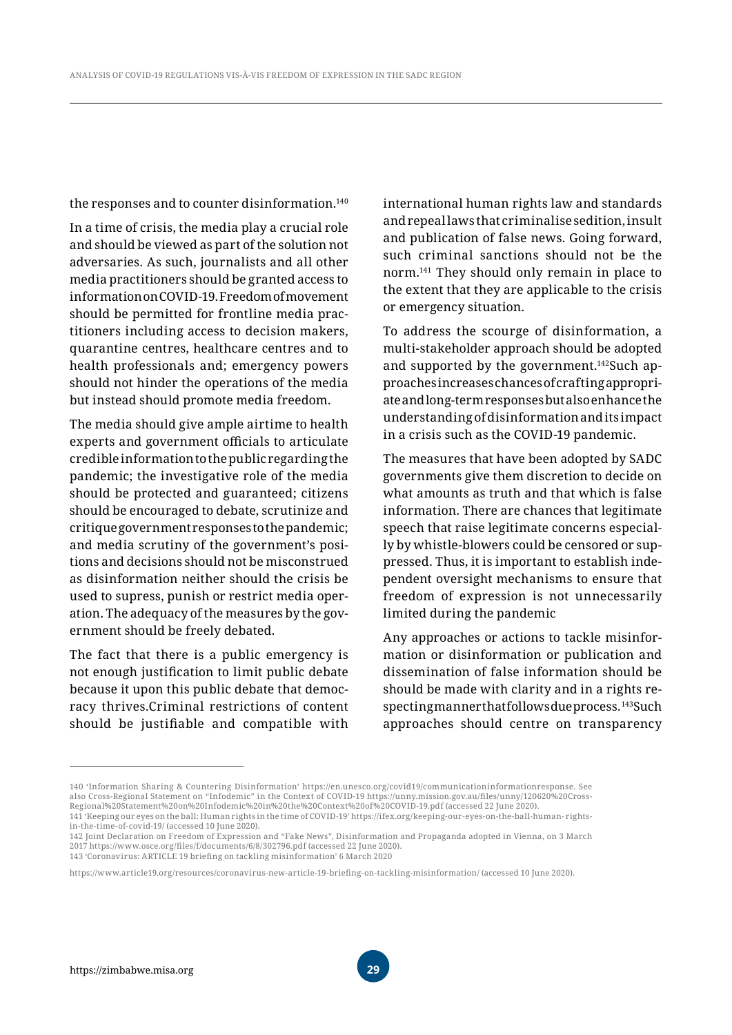the responses and to counter disinformation.[140]

In a time of crisis, the media play a crucial role and should be viewed as part of the solution not adversaries. As such, journalists and all other media practitioners should be granted access to information on COVID-19. Freedom of movement should be permitted for frontline media practitioners including access to decision makers, quarantine centres, healthcare centres and to health professionals and; emergency powers should not hinder the operations of the media but instead should promote media freedom.

The media should give ample airtime to health experts and government officials to articulate credible information to the public regarding the pandemic; the investigative role of the media should be protected and guaranteed; citizens should be encouraged to debate, scrutinize and critique government responses to the pandemic; and media scrutiny of the government's positions and decisions should not be misconstrued as disinformation neither should the crisis be used to supress, punish or restrict media operation. The adequacy of the measures by the government should be freely debated.

The fact that there is a public emergency is not enough justification to limit public debate because it upon this public debate that democracy thrives.Criminal restrictions of content should be justifiable and compatible with international human rights law and standards and repeal laws that criminalise sedition, insult and publication of false news. Going forward, such criminal sanctions should not be the norm.[141] They should only remain in place to the extent that they are applicable to the crisis or emergency situation.

To address the scourge of disinformation, a multi-stakeholder approach should be adopted and supported by the government.[142]Such approaches increases chances of crafting appropriate and long-term responses but also enhance the understanding of disinformation and its impact in a crisis such as the COVID-19 pandemic.

The measures that have been adopted by SADC governments give them discretion to decide on what amounts as truth and that which is false information. There are chances that legitimate speech that raise legitimate concerns especially by whistle-blowers could be censored or suppressed. Thus, it is important to establish independent oversight mechanisms to ensure that freedom of expression is not unnecessarily limited during the pandemic

Any approaches or actions to tackle misinformation or disinformation or publication and dissemination of false information should be should be made with clarity and in a rights respecting manner that follows due process.[143]Such approaches should centre on transparency

---

140 'Information Sharing & Countering Disinformation' https://en.unesco.org/covid19/communicationinformationresponse. See also Cross-Regional Statement on "Infodemic" in the Context of COVID-19 https://unny.mission.gov.au/files/unny/120620%20Cross-Regional%20Statement%20on%20Infodemic%20in%20the%20Context%20of%20COVID-19.pdf (accessed 22 June 2020).

141 'Keeping our eyes on the ball: Human rights in the time of COVID-19' https://ifex.org/keeping-our-eyes-on-the-ball-human- rights-in-the-time-of-covid-19/ (accessed 10 June 2020).

142 Joint Declaration on Freedom of Expression and "Fake News", Disinformation and Propaganda adopted in Vienna, on 3 March 2017 https://www.osce.org/files/f/documents/6/8/302796.pdf (accessed 22 June 2020).

143 'Coronavirus: ARTICLE 19 briefing on tackling misinformation' 6 March 2020

https://www.article19.org/resources/coronavirus-new-article-19-briefing-on-tackling-misinformation/ (accessed 10 June 2020).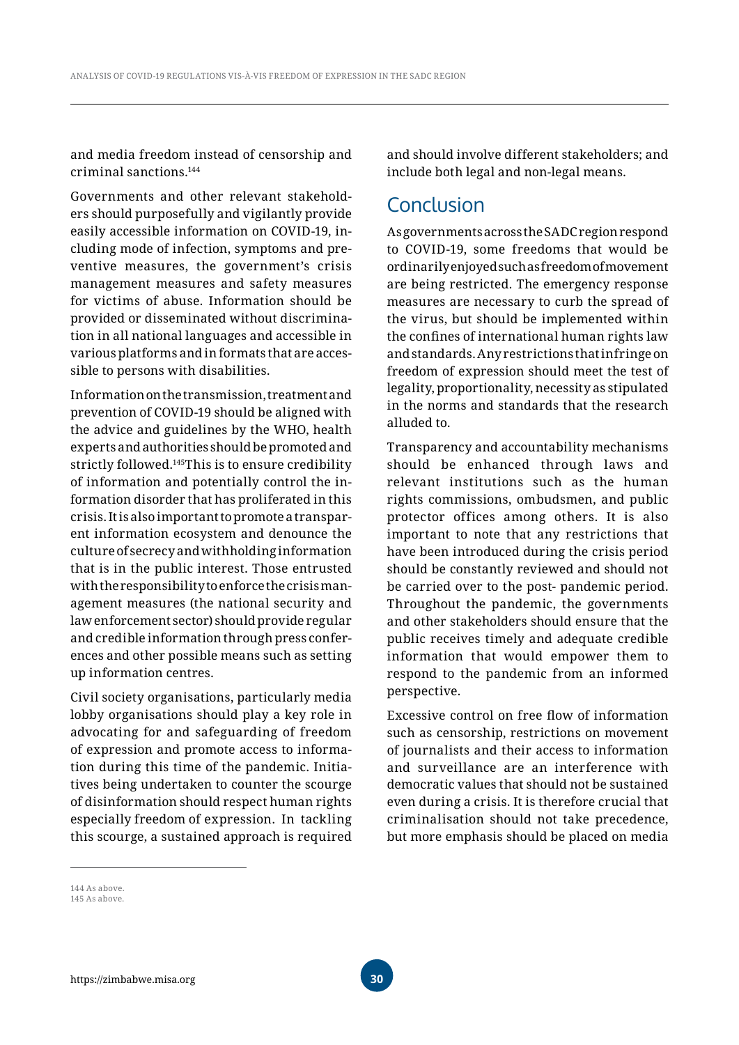and media freedom instead of censorship and criminal sanctions.[144]

Governments and other relevant stakeholders should purposefully and vigilantly provide easily accessible information on COVID-19, including mode of infection, symptoms and preventive measures, the government's crisis management measures and safety measures for victims of abuse. Information should be provided or disseminated without discrimination in all national languages and accessible in various platforms and in formats that are accessible to persons with disabilities.

Information on the transmission, treatment and prevention of COVID-19 should be aligned with the advice and guidelines by the WHO, health experts and authorities should be promoted and strictly followed.[145]This is to ensure credibility of information and potentially control the information disorder that has proliferated in this crisis. It is also important to promote a transparent information ecosystem and denounce the culture of secrecy and withholding information that is in the public interest. Those entrusted with the responsibility to enforce the crisis management measures (the national security and law enforcement sector) should provide regular and credible information through press conferences and other possible means such as setting up information centres.

Civil society organisations, particularly media lobby organisations should play a key role in advocating for and safeguarding of freedom of expression and promote access to information during this time of the pandemic. Initiatives being undertaken to counter the scourge of disinformation should respect human rights especially freedom of expression. In tackling this scourge, a sustained approach is required and should involve different stakeholders; and include both legal and non-legal means.

## Conclusion

As governments across the SADC region respond to COVID-19, some freedoms that would be ordinarily enjoyed such as freedom of movement are being restricted. The emergency response measures are necessary to curb the spread of the virus, but should be implemented within the confines of international human rights law and standards. Any restrictions that infringe on freedom of expression should meet the test of legality, proportionality, necessity as stipulated in the norms and standards that the research alluded to.

Transparency and accountability mechanisms should be enhanced through laws and relevant institutions such as the human rights commissions, ombudsmen, and public protector offices among others. It is also important to note that any restrictions that have been introduced during the crisis period should be constantly reviewed and should not be carried over to the post- pandemic period. Throughout the pandemic, the governments and other stakeholders should ensure that the public receives timely and adequate credible information that would empower them to respond to the pandemic from an informed perspective.

Excessive control on free flow of information such as censorship, restrictions on movement of journalists and their access to information and surveillance are an interference with democratic values that should not be sustained even during a crisis. It is therefore crucial that criminalisation should not take precedence, but more emphasis should be placed on media

---

144 As above.
145 As above.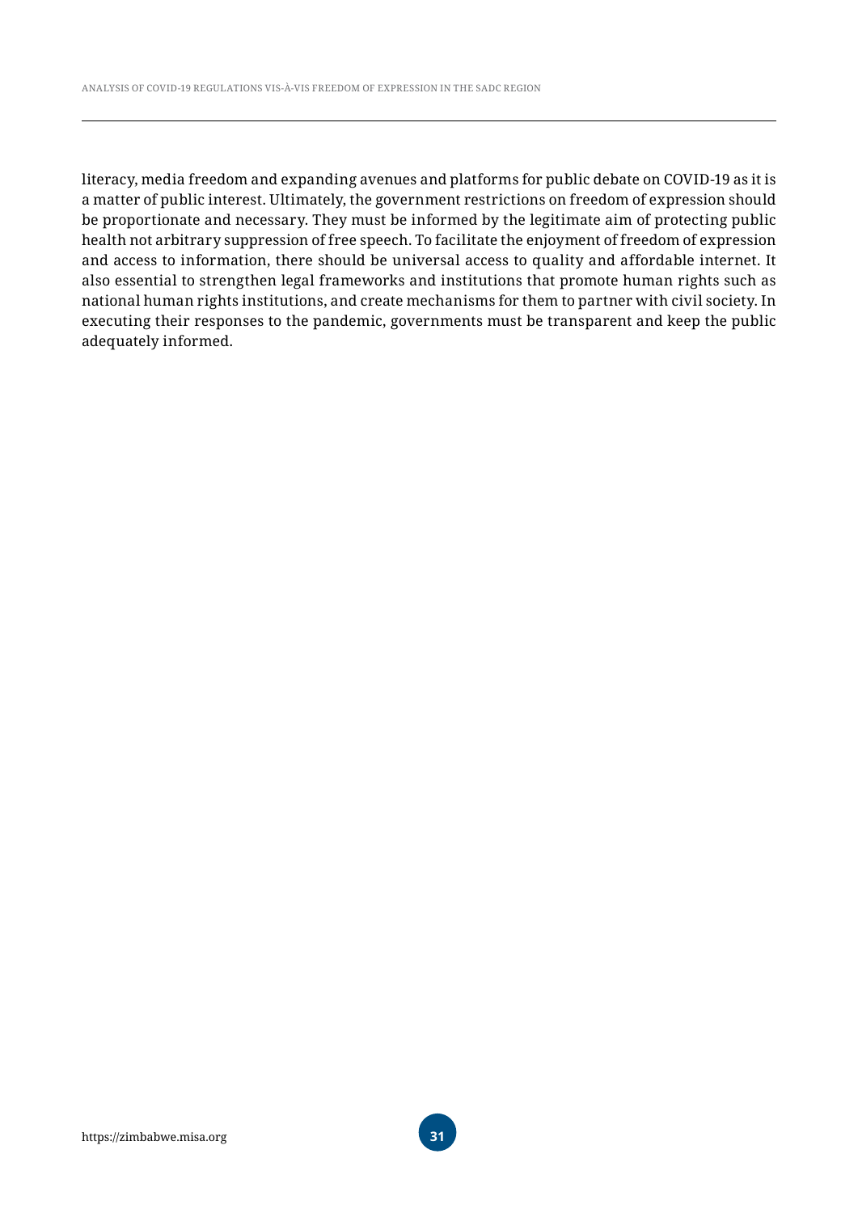literacy, media freedom and expanding avenues and platforms for public debate on COVID-19 as it is a matter of public interest. Ultimately, the government restrictions on freedom of expression should be proportionate and necessary. They must be informed by the legitimate aim of protecting public health not arbitrary suppression of free speech. To facilitate the enjoyment of freedom of expression and access to information, there should be universal access to quality and affordable internet. It also essential to strengthen legal frameworks and institutions that promote human rights such as national human rights institutions, and create mechanisms for them to partner with civil society. In executing their responses to the pandemic, governments must be transparent and keep the public adequately informed.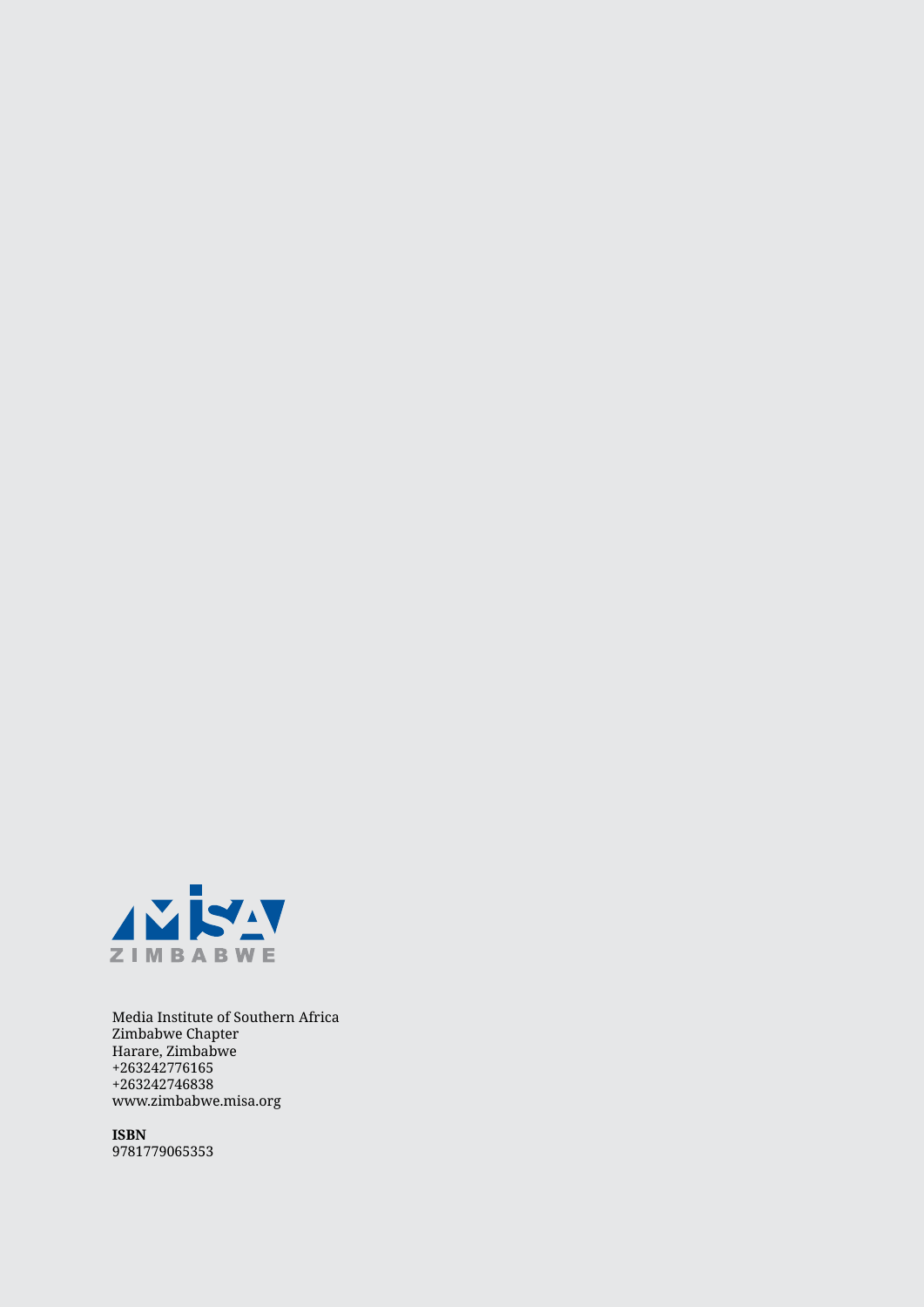MISA
ZIMBABWE

Media Institute of Southern Africa
Zimbabwe Chapter
Harare, Zimbabwe
+263242776165
+263242746838
www.zimbabwe.misa.org

**ISBN**
9781779065353